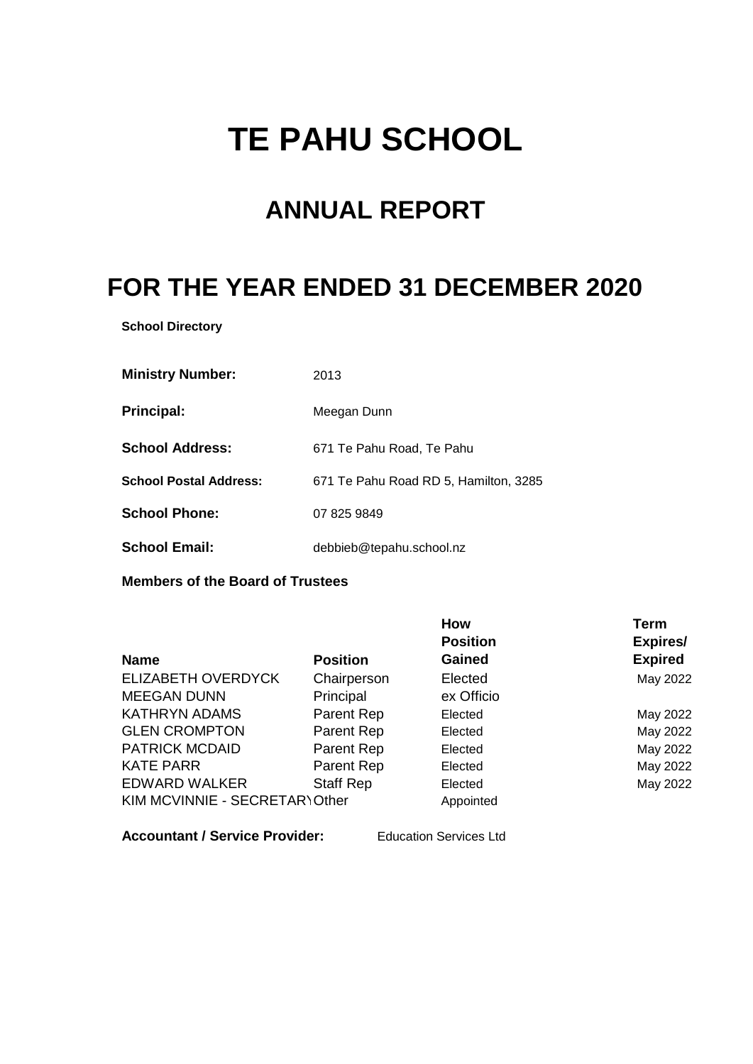# TE PAHU SCHOOL

## ANNUAL REPORT

## FOR THE YEAR ENDED 31 DECEMBER 2020

**School Directory**

| | |
|---|---|
| **Ministry Number:** | 2013 |
| **Principal:** | Meegan Dunn |
| **School Address:** | 671 Te Pahu Road, Te Pahu |
| **School Postal Address:** | 671 Te Pahu Road RD 5, Hamilton, 3285 |
| **School Phone:** | 07 825 9849 |
| **School Email:** | debbieb@tepahu.school.nz |

**Members of the Board of Trustees**

| Name | Position | How Position Gained | Term Expires/ Expired |
|---|---|---|---|
| ELIZABETH OVERDYCK | Chairperson | Elected | May 2022 |
| MEEGAN DUNN | Principal | ex Officio | |
| KATHRYN ADAMS | Parent Rep | Elected | May 2022 |
| GLEN CROMPTON | Parent Rep | Elected | May 2022 |
| PATRICK MCDAID | Parent Rep | Elected | May 2022 |
| KATE PARR | Parent Rep | Elected | May 2022 |
| EDWARD WALKER | Staff Rep | Elected | May 2022 |
| KIM MCVINNIE - SECRETARY | Other | Appointed | |

**Accountant / Service Provider:** Education Services Ltd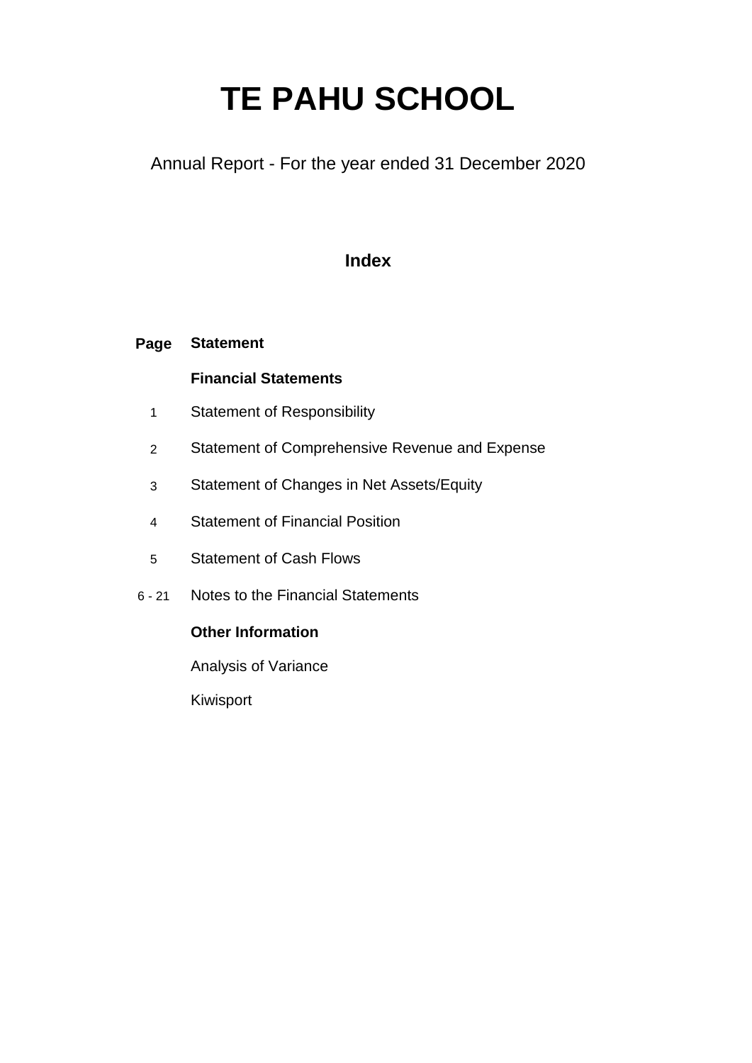# TE PAHU SCHOOL

Annual Report - For the year ended 31 December 2020

## Index

| Page | Statement |
|---|---|
| | **Financial Statements** |
| 1 | Statement of Responsibility |
| 2 | Statement of Comprehensive Revenue and Expense |
| 3 | Statement of Changes in Net Assets/Equity |
| 4 | Statement of Financial Position |
| 5 | Statement of Cash Flows |
| 6 - 21 | Notes to the Financial Statements |
| | **Other Information** |
| | Analysis of Variance |
| | Kiwisport |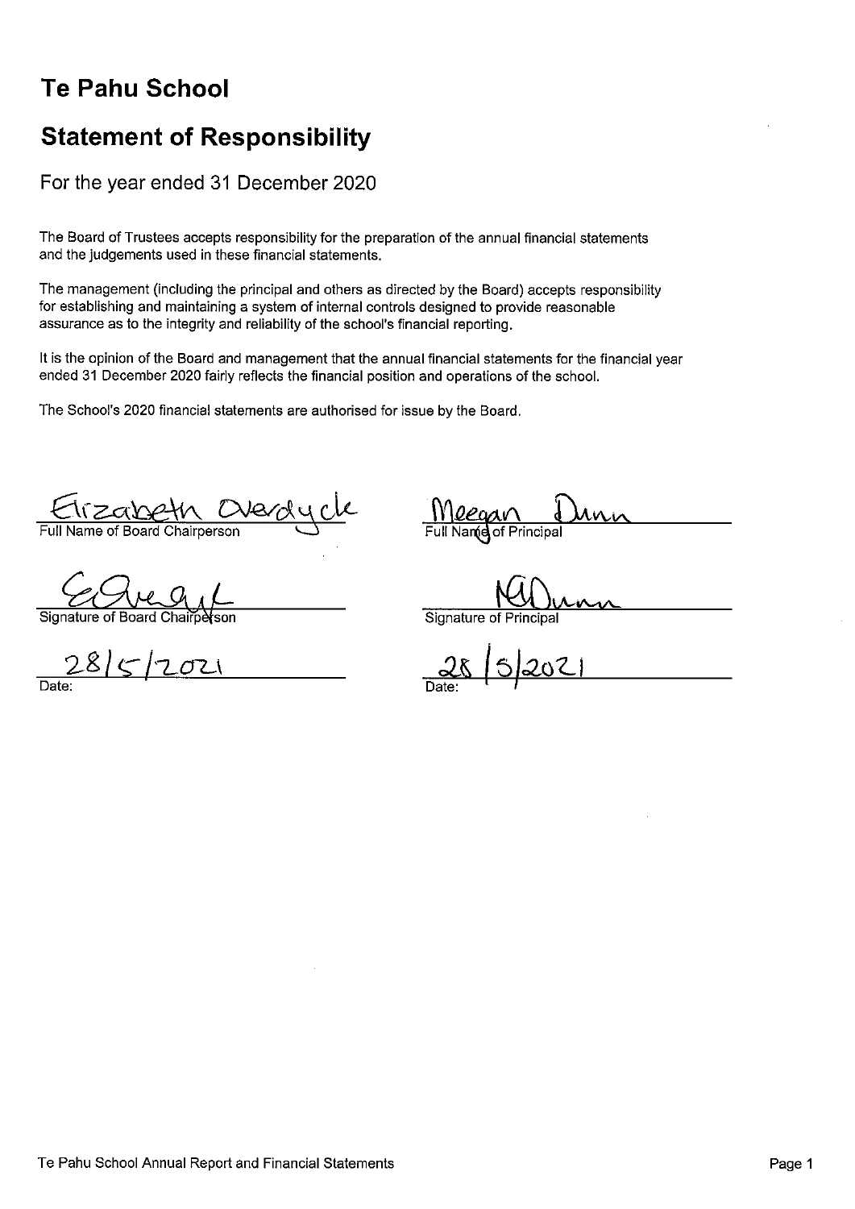# Te Pahu School

## Statement of Responsibility

For the year ended 31 December 2020

The Board of Trustees accepts responsibility for the preparation of the annual financial statements and the judgements used in these financial statements.

The management (including the principal and others as directed by the Board) accepts responsibility for establishing and maintaining a system of internal controls designed to provide reasonable assurance as to the integrity and reliability of the school's financial reporting.

It is the opinion of the Board and management that the annual financial statements for the financial year ended 31 December 2020 fairly reflects the financial position and operations of the school.

The School's 2020 financial statements are authorised for issue by the Board.

| | |
|---|---|
| Elizabeth Overdyck | Meegan Dunn |
| Full Name of Board Chairperson | Full Name of Principal |
| [signature] | [signature] |
| Signature of Board Chairperson | Signature of Principal |
| 28/5/2021 | 28/5/2021 |
| Date: | Date: |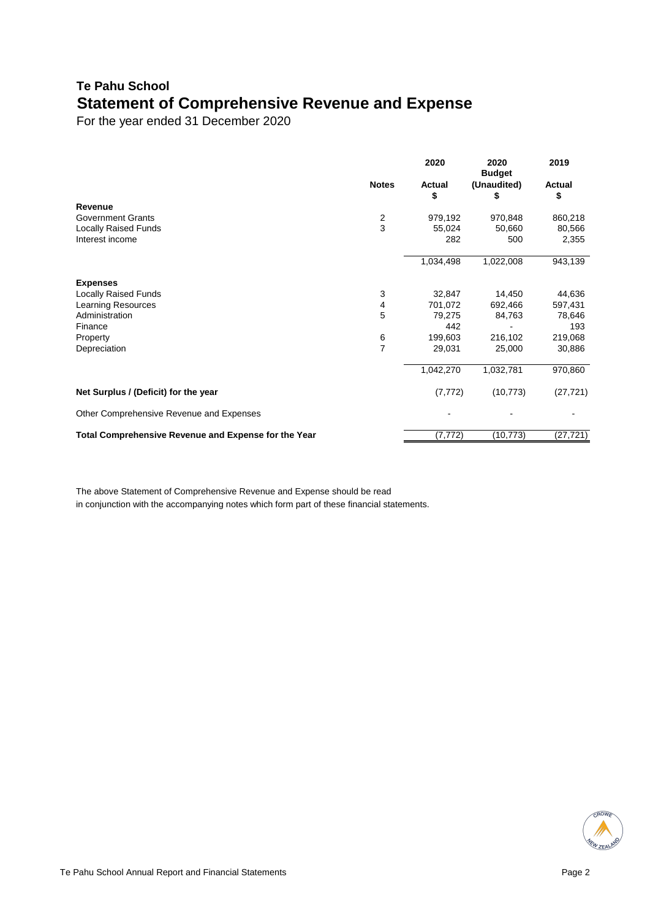# Te Pahu School

## Statement of Comprehensive Revenue and Expense

For the year ended 31 December 2020

| | Notes | 2020 Actual $ | 2020 Budget (Unaudited) $ | 2019 Actual $ |
|---|---|---|---|---|
| **Revenue** | | | | |
| Government Grants | 2 | 979,192 | 970,848 | 860,218 |
| Locally Raised Funds | 3 | 55,024 | 50,660 | 80,566 |
| Interest income | | 282 | 500 | 2,355 |
| | | 1,034,498 | 1,022,008 | 943,139 |
| **Expenses** | | | | |
| Locally Raised Funds | 3 | 32,847 | 14,450 | 44,636 |
| Learning Resources | 4 | 701,072 | 692,466 | 597,431 |
| Administration | 5 | 79,275 | 84,763 | 78,646 |
| Finance | | 442 | - | 193 |
| Property | 6 | 199,603 | 216,102 | 219,068 |
| Depreciation | 7 | 29,031 | 25,000 | 30,886 |
| | | 1,042,270 | 1,032,781 | 970,860 |
| **Net Surplus / (Deficit) for the year** | | (7,772) | (10,773) | (27,721) |
| Other Comprehensive Revenue and Expenses | | - | - | - |
| **Total Comprehensive Revenue and Expense for the Year** | | (7,772) | (10,773) | (27,721) |

The above Statement of Comprehensive Revenue and Expense should be read in conjunction with the accompanying notes which form part of these financial statements.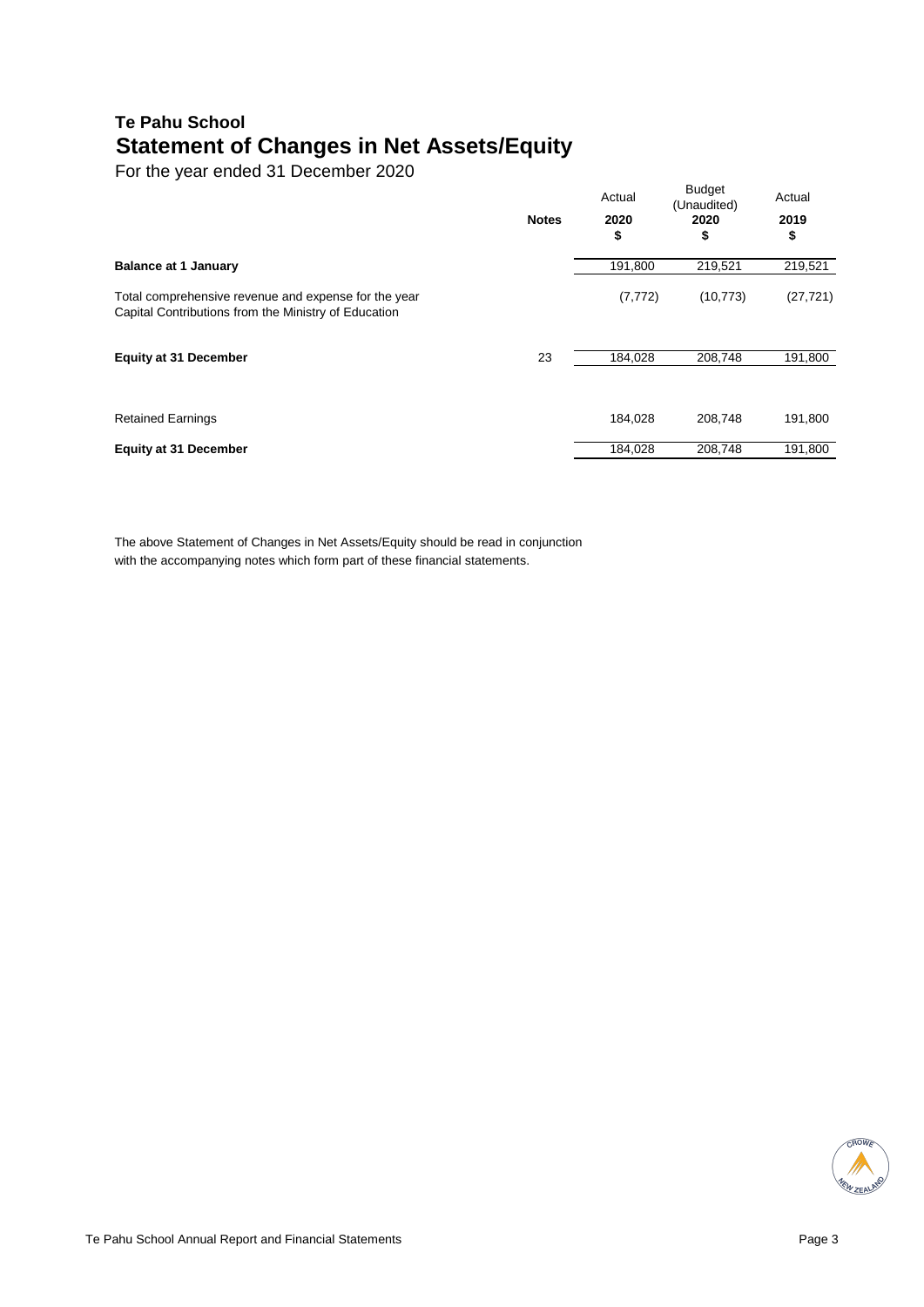# Te Pahu School

## Statement of Changes in Net Assets/Equity

For the year ended 31 December 2020

| | Notes | Actual 2020 $ | Budget (Unaudited) 2020 $ | Actual 2019 $ |
|---|---|---|---|---|
| **Balance at 1 January** | | 191,800 | 219,521 | 219,521 |
| Total comprehensive revenue and expense for the year | | (7,772) | (10,773) | (27,721) |
| Capital Contributions from the Ministry of Education | | | | |
| **Equity at 31 December** | 23 | 184,028 | 208,748 | 191,800 |
| | | | | |
| Retained Earnings | | 184,028 | 208,748 | 191,800 |
| **Equity at 31 December** | | 184,028 | 208,748 | 191,800 |

The above Statement of Changes in Net Assets/Equity should be read in conjunction with the accompanying notes which form part of these financial statements.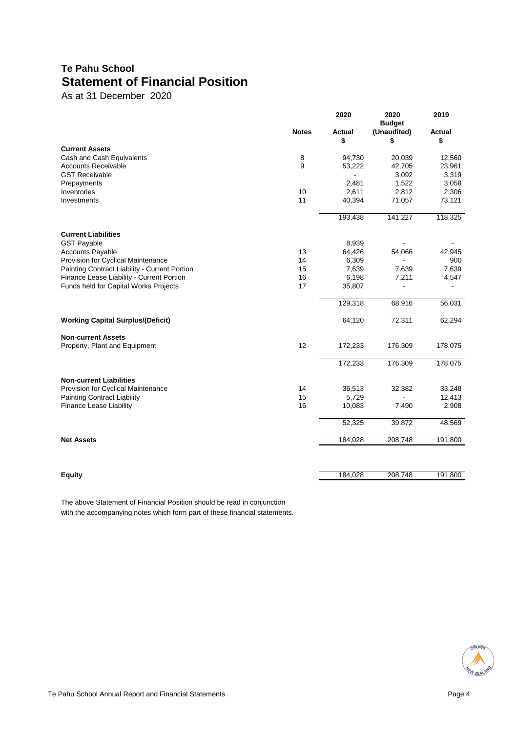## Te Pahu School

# Statement of Financial Position

As at 31 December 2020

| | Notes | 2020 Actual $ | 2020 Budget (Unaudited) $ | 2019 Actual $ |
|---|---|---|---|---|
| **Current Assets** | | | | |
| Cash and Cash Equivalents | 8 | 94,730 | 20,039 | 12,560 |
| Accounts Receivable | 9 | 53,222 | 42,705 | 23,961 |
| GST Receivable | | - | 3,092 | 3,319 |
| Prepayments | | 2,481 | 1,522 | 3,058 |
| Inventories | 10 | 2,611 | 2,812 | 2,306 |
| Investments | 11 | 40,394 | 71,057 | 73,121 |
| | | 193,438 | 141,227 | 118,325 |
| **Current Liabilities** | | | | |
| GST Payable | | 8,939 | - | - |
| Accounts Payable | 13 | 64,426 | 54,066 | 42,945 |
| Provision for Cyclical Maintenance | 14 | 6,309 | - | 900 |
| Painting Contract Liability - Current Portion | 15 | 7,639 | 7,639 | 7,639 |
| Finance Lease Liability - Current Portion | 16 | 6,198 | 7,211 | 4,547 |
| Funds held for Capital Works Projects | 17 | 35,807 | - | - |
| | | 129,318 | 68,916 | 56,031 |
| **Working Capital Surplus/(Deficit)** | | 64,120 | 72,311 | 62,294 |
| **Non-current Assets** | | | | |
| Property, Plant and Equipment | 12 | 172,233 | 176,309 | 178,075 |
| | | 172,233 | 176,309 | 178,075 |
| **Non-current Liabilities** | | | | |
| Provision for Cyclical Maintenance | 14 | 36,513 | 32,382 | 33,248 |
| Painting Contract Liability | 15 | 5,729 | - | 12,413 |
| Finance Lease Liability | 16 | 10,083 | 7,490 | 2,908 |
| | | 52,325 | 39,872 | 48,569 |
| **Net Assets** | | 184,028 | 208,748 | 191,800 |
| **Equity** | | 184,028 | 208,748 | 191,800 |

The above Statement of Financial Position should be read in conjunction with the accompanying notes which form part of these financial statements.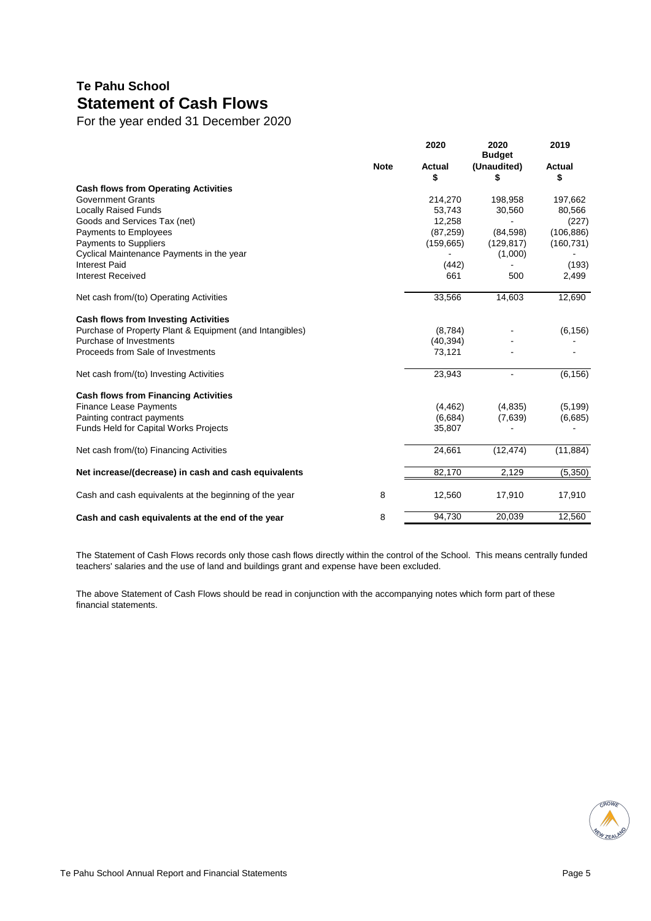# Te Pahu School

## Statement of Cash Flows

For the year ended 31 December 2020

| | Note | 2020 Actual $ | 2020 Budget (Unaudited) $ | 2019 Actual $ |
|---|---|---|---|---|
| **Cash flows from Operating Activities** | | | | |
| Government Grants | | 214,270 | 198,958 | 197,662 |
| Locally Raised Funds | | 53,743 | 30,560 | 80,566 |
| Goods and Services Tax (net) | | 12,258 | - | (227) |
| Payments to Employees | | (87,259) | (84,598) | (106,886) |
| Payments to Suppliers | | (159,665) | (129,817) | (160,731) |
| Cyclical Maintenance Payments in the year | | - | (1,000) | - |
| Interest Paid | | (442) | - | (193) |
| Interest Received | | 661 | 500 | 2,499 |
| Net cash from/(to) Operating Activities | | 33,566 | 14,603 | 12,690 |
| **Cash flows from Investing Activities** | | | | |
| Purchase of Property Plant & Equipment (and Intangibles) | | (8,784) | - | (6,156) |
| Purchase of Investments | | (40,394) | - | - |
| Proceeds from Sale of Investments | | 73,121 | - | - |
| Net cash from/(to) Investing Activities | | 23,943 | - | (6,156) |
| **Cash flows from Financing Activities** | | | | |
| Finance Lease Payments | | (4,462) | (4,835) | (5,199) |
| Painting contract payments | | (6,684) | (7,639) | (6,685) |
| Funds Held for Capital Works Projects | | 35,807 | - | - |
| Net cash from/(to) Financing Activities | | 24,661 | (12,474) | (11,884) |
| **Net increase/(decrease) in cash and cash equivalents** | | 82,170 | 2,129 | (5,350) |
| Cash and cash equivalents at the beginning of the year | 8 | 12,560 | 17,910 | 17,910 |
| **Cash and cash equivalents at the end of the year** | 8 | 94,730 | 20,039 | 12,560 |

The Statement of Cash Flows records only those cash flows directly within the control of the School. This means centrally funded teachers' salaries and the use of land and buildings grant and expense have been excluded.

The above Statement of Cash Flows should be read in conjunction with the accompanying notes which form part of these financial statements.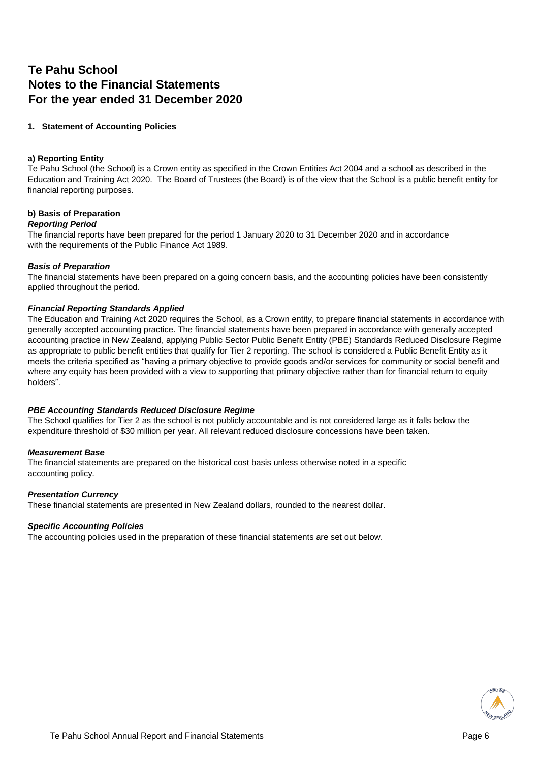# Te Pahu School
# Notes to the Financial Statements
# For the year ended 31 December 2020

## 1. Statement of Accounting Policies

### a) Reporting Entity

Te Pahu School (the School) is a Crown entity as specified in the Crown Entities Act 2004 and a school as described in the Education and Training Act 2020. The Board of Trustees (the Board) is of the view that the School is a public benefit entity for financial reporting purposes.

### b) Basis of Preparation

***Reporting Period***

The financial reports have been prepared for the period 1 January 2020 to 31 December 2020 and in accordance with the requirements of the Public Finance Act 1989.

***Basis of Preparation***

The financial statements have been prepared on a going concern basis, and the accounting policies have been consistently applied throughout the period.

***Financial Reporting Standards Applied***

The Education and Training Act 2020 requires the School, as a Crown entity, to prepare financial statements in accordance with generally accepted accounting practice. The financial statements have been prepared in accordance with generally accepted accounting practice in New Zealand, applying Public Sector Public Benefit Entity (PBE) Standards Reduced Disclosure Regime as appropriate to public benefit entities that qualify for Tier 2 reporting. The school is considered a Public Benefit Entity as it meets the criteria specified as "having a primary objective to provide goods and/or services for community or social benefit and where any equity has been provided with a view to supporting that primary objective rather than for financial return to equity holders".

***PBE Accounting Standards Reduced Disclosure Regime***

The School qualifies for Tier 2 as the school is not publicly accountable and is not considered large as it falls below the expenditure threshold of $30 million per year. All relevant reduced disclosure concessions have been taken.

***Measurement Base***

The financial statements are prepared on the historical cost basis unless otherwise noted in a specific accounting policy.

***Presentation Currency***

These financial statements are presented in New Zealand dollars, rounded to the nearest dollar.

***Specific Accounting Policies***

The accounting policies used in the preparation of these financial statements are set out below.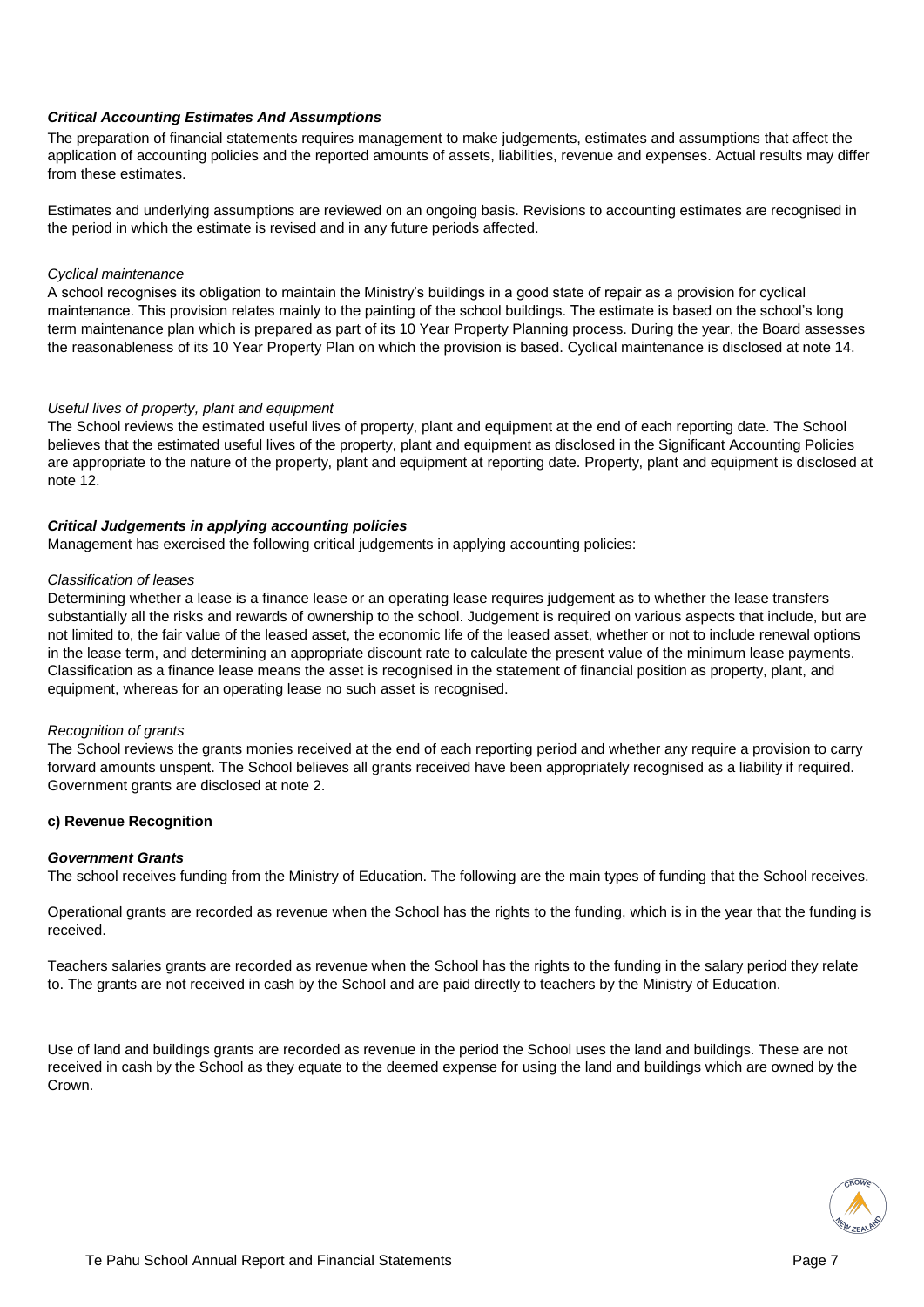***Critical Accounting Estimates And Assumptions***

The preparation of financial statements requires management to make judgements, estimates and assumptions that affect the application of accounting policies and the reported amounts of assets, liabilities, revenue and expenses. Actual results may differ from these estimates.

Estimates and underlying assumptions are reviewed on an ongoing basis. Revisions to accounting estimates are recognised in the period in which the estimate is revised and in any future periods affected.

*Cyclical maintenance*

A school recognises its obligation to maintain the Ministry's buildings in a good state of repair as a provision for cyclical maintenance. This provision relates mainly to the painting of the school buildings. The estimate is based on the school's long term maintenance plan which is prepared as part of its 10 Year Property Planning process. During the year, the Board assesses the reasonableness of its 10 Year Property Plan on which the provision is based. Cyclical maintenance is disclosed at note 14.

*Useful lives of property, plant and equipment*

The School reviews the estimated useful lives of property, plant and equipment at the end of each reporting date. The School believes that the estimated useful lives of the property, plant and equipment as disclosed in the Significant Accounting Policies are appropriate to the nature of the property, plant and equipment at reporting date. Property, plant and equipment is disclosed at note 12.

***Critical Judgements in applying accounting policies***

Management has exercised the following critical judgements in applying accounting policies:

*Classification of leases*

Determining whether a lease is a finance lease or an operating lease requires judgement as to whether the lease transfers substantially all the risks and rewards of ownership to the school. Judgement is required on various aspects that include, but are not limited to, the fair value of the leased asset, the economic life of the leased asset, whether or not to include renewal options in the lease term, and determining an appropriate discount rate to calculate the present value of the minimum lease payments. Classification as a finance lease means the asset is recognised in the statement of financial position as property, plant, and equipment, whereas for an operating lease no such asset is recognised.

*Recognition of grants*

The School reviews the grants monies received at the end of each reporting period and whether any require a provision to carry forward amounts unspent. The School believes all grants received have been appropriately recognised as a liability if required. Government grants are disclosed at note 2.

**c) Revenue Recognition**

***Government Grants***

The school receives funding from the Ministry of Education. The following are the main types of funding that the School receives.

Operational grants are recorded as revenue when the School has the rights to the funding, which is in the year that the funding is received.

Teachers salaries grants are recorded as revenue when the School has the rights to the funding in the salary period they relate to. The grants are not received in cash by the School and are paid directly to teachers by the Ministry of Education.

Use of land and buildings grants are recorded as revenue in the period the School uses the land and buildings. These are not received in cash by the School as they equate to the deemed expense for using the land and buildings which are owned by the Crown.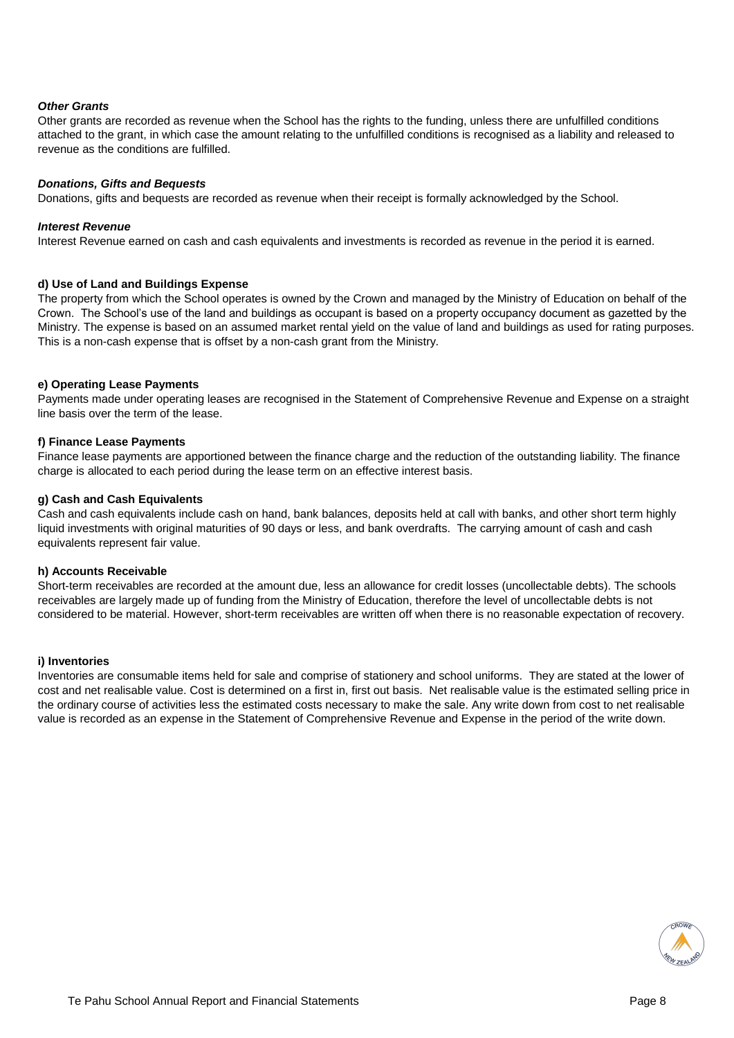***Other Grants***

Other grants are recorded as revenue when the School has the rights to the funding, unless there are unfulfilled conditions attached to the grant, in which case the amount relating to the unfulfilled conditions is recognised as a liability and released to revenue as the conditions are fulfilled.

***Donations, Gifts and Bequests***

Donations, gifts and bequests are recorded as revenue when their receipt is formally acknowledged by the School.

***Interest Revenue***

Interest Revenue earned on cash and cash equivalents and investments is recorded as revenue in the period it is earned.

**d) Use of Land and Buildings Expense**

The property from which the School operates is owned by the Crown and managed by the Ministry of Education on behalf of the Crown. The School's use of the land and buildings as occupant is based on a property occupancy document as gazetted by the Ministry. The expense is based on an assumed market rental yield on the value of land and buildings as used for rating purposes. This is a non-cash expense that is offset by a non-cash grant from the Ministry.

**e) Operating Lease Payments**

Payments made under operating leases are recognised in the Statement of Comprehensive Revenue and Expense on a straight line basis over the term of the lease.

**f) Finance Lease Payments**

Finance lease payments are apportioned between the finance charge and the reduction of the outstanding liability. The finance charge is allocated to each period during the lease term on an effective interest basis.

**g) Cash and Cash Equivalents**

Cash and cash equivalents include cash on hand, bank balances, deposits held at call with banks, and other short term highly liquid investments with original maturities of 90 days or less, and bank overdrafts. The carrying amount of cash and cash equivalents represent fair value.

**h) Accounts Receivable**

Short-term receivables are recorded at the amount due, less an allowance for credit losses (uncollectable debts). The schools receivables are largely made up of funding from the Ministry of Education, therefore the level of uncollectable debts is not considered to be material. However, short-term receivables are written off when there is no reasonable expectation of recovery.

**i) Inventories**

Inventories are consumable items held for sale and comprise of stationery and school uniforms. They are stated at the lower of cost and net realisable value. Cost is determined on a first in, first out basis. Net realisable value is the estimated selling price in the ordinary course of activities less the estimated costs necessary to make the sale. Any write down from cost to net realisable value is recorded as an expense in the Statement of Comprehensive Revenue and Expense in the period of the write down.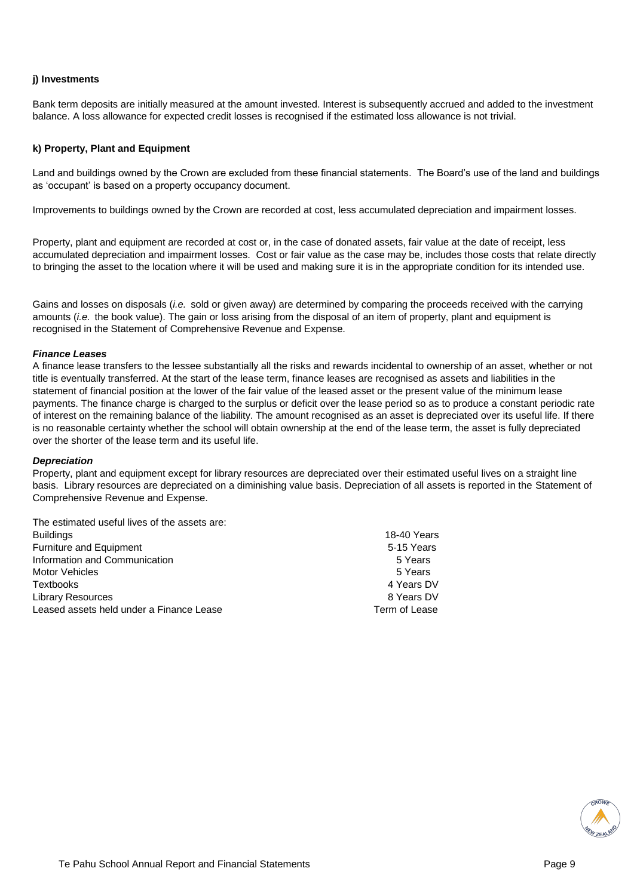**j) Investments**

Bank term deposits are initially measured at the amount invested. Interest is subsequently accrued and added to the investment balance. A loss allowance for expected credit losses is recognised if the estimated loss allowance is not trivial.

**k) Property, Plant and Equipment**

Land and buildings owned by the Crown are excluded from these financial statements. The Board's use of the land and buildings as 'occupant' is based on a property occupancy document.

Improvements to buildings owned by the Crown are recorded at cost, less accumulated depreciation and impairment losses.

Property, plant and equipment are recorded at cost or, in the case of donated assets, fair value at the date of receipt, less accumulated depreciation and impairment losses. Cost or fair value as the case may be, includes those costs that relate directly to bringing the asset to the location where it will be used and making sure it is in the appropriate condition for its intended use.

Gains and losses on disposals (*i.e.* sold or given away) are determined by comparing the proceeds received with the carrying amounts (*i.e.* the book value). The gain or loss arising from the disposal of an item of property, plant and equipment is recognised in the Statement of Comprehensive Revenue and Expense.

***Finance Leases***

A finance lease transfers to the lessee substantially all the risks and rewards incidental to ownership of an asset, whether or not title is eventually transferred. At the start of the lease term, finance leases are recognised as assets and liabilities in the statement of financial position at the lower of the fair value of the leased asset or the present value of the minimum lease payments. The finance charge is charged to the surplus or deficit over the lease period so as to produce a constant periodic rate of interest on the remaining balance of the liability. The amount recognised as an asset is depreciated over its useful life. If there is no reasonable certainty whether the school will obtain ownership at the end of the lease term, the asset is fully depreciated over the shorter of the lease term and its useful life.

***Depreciation***

Property, plant and equipment except for library resources are depreciated over their estimated useful lives on a straight line basis. Library resources are depreciated on a diminishing value basis. Depreciation of all assets is reported in the Statement of Comprehensive Revenue and Expense.

The estimated useful lives of the assets are:

| | |
|---|---|
| Buildings | 18-40 Years |
| Furniture and Equipment | 5-15 Years |
| Information and Communication | 5 Years |
| Motor Vehicles | 5 Years |
| Textbooks | 4 Years DV |
| Library Resources | 8 Years DV |
| Leased assets held under a Finance Lease | Term of Lease |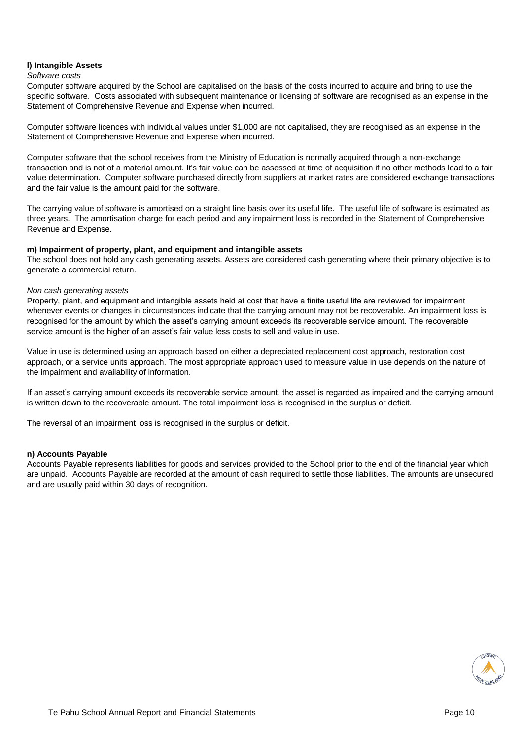**l) Intangible Assets**

*Software costs*

Computer software acquired by the School are capitalised on the basis of the costs incurred to acquire and bring to use the specific software. Costs associated with subsequent maintenance or licensing of software are recognised as an expense in the Statement of Comprehensive Revenue and Expense when incurred.

Computer software licences with individual values under $1,000 are not capitalised, they are recognised as an expense in the Statement of Comprehensive Revenue and Expense when incurred.

Computer software that the school receives from the Ministry of Education is normally acquired through a non-exchange transaction and is not of a material amount. It's fair value can be assessed at time of acquisition if no other methods lead to a fair value determination. Computer software purchased directly from suppliers at market rates are considered exchange transactions and the fair value is the amount paid for the software.

The carrying value of software is amortised on a straight line basis over its useful life. The useful life of software is estimated as three years. The amortisation charge for each period and any impairment loss is recorded in the Statement of Comprehensive Revenue and Expense.

**m) Impairment of property, plant, and equipment and intangible assets**

The school does not hold any cash generating assets. Assets are considered cash generating where their primary objective is to generate a commercial return.

*Non cash generating assets*

Property, plant, and equipment and intangible assets held at cost that have a finite useful life are reviewed for impairment whenever events or changes in circumstances indicate that the carrying amount may not be recoverable. An impairment loss is recognised for the amount by which the asset's carrying amount exceeds its recoverable service amount. The recoverable service amount is the higher of an asset's fair value less costs to sell and value in use.

Value in use is determined using an approach based on either a depreciated replacement cost approach, restoration cost approach, or a service units approach. The most appropriate approach used to measure value in use depends on the nature of the impairment and availability of information.

If an asset's carrying amount exceeds its recoverable service amount, the asset is regarded as impaired and the carrying amount is written down to the recoverable amount. The total impairment loss is recognised in the surplus or deficit.

The reversal of an impairment loss is recognised in the surplus or deficit.

**n) Accounts Payable**

Accounts Payable represents liabilities for goods and services provided to the School prior to the end of the financial year which are unpaid. Accounts Payable are recorded at the amount of cash required to settle those liabilities. The amounts are unsecured and are usually paid within 30 days of recognition.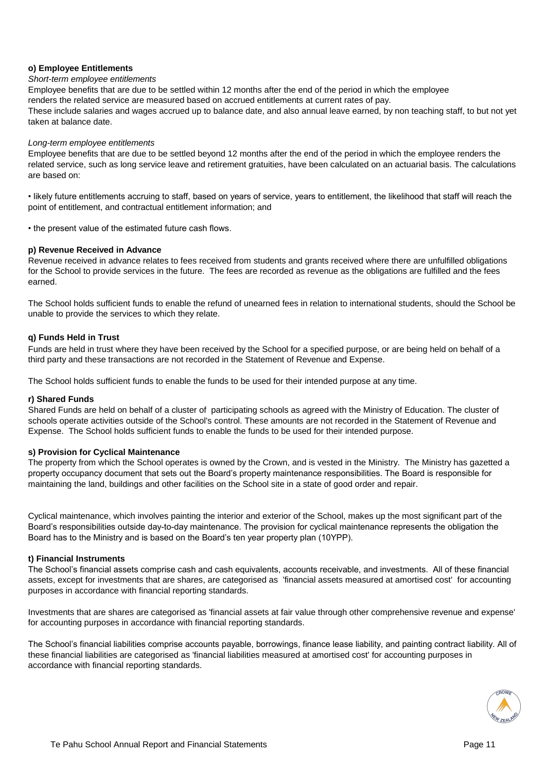**o) Employee Entitlements**

*Short-term employee entitlements*

Employee benefits that are due to be settled within 12 months after the end of the period in which the employee renders the related service are measured based on accrued entitlements at current rates of pay.
These include salaries and wages accrued up to balance date, and also annual leave earned, by non teaching staff, to but not yet taken at balance date.

*Long-term employee entitlements*

Employee benefits that are due to be settled beyond 12 months after the end of the period in which the employee renders the related service, such as long service leave and retirement gratuities, have been calculated on an actuarial basis. The calculations are based on:

• likely future entitlements accruing to staff, based on years of service, years to entitlement, the likelihood that staff will reach the point of entitlement, and contractual entitlement information; and

• the present value of the estimated future cash flows.

**p) Revenue Received in Advance**

Revenue received in advance relates to fees received from students and grants received where there are unfulfilled obligations for the School to provide services in the future. The fees are recorded as revenue as the obligations are fulfilled and the fees earned.

The School holds sufficient funds to enable the refund of unearned fees in relation to international students, should the School be unable to provide the services to which they relate.

**q) Funds Held in Trust**

Funds are held in trust where they have been received by the School for a specified purpose, or are being held on behalf of a third party and these transactions are not recorded in the Statement of Revenue and Expense.

The School holds sufficient funds to enable the funds to be used for their intended purpose at any time.

**r) Shared Funds**

Shared Funds are held on behalf of a cluster of participating schools as agreed with the Ministry of Education. The cluster of schools operate activities outside of the School's control. These amounts are not recorded in the Statement of Revenue and Expense. The School holds sufficient funds to enable the funds to be used for their intended purpose.

**s) Provision for Cyclical Maintenance**

The property from which the School operates is owned by the Crown, and is vested in the Ministry. The Ministry has gazetted a property occupancy document that sets out the Board's property maintenance responsibilities. The Board is responsible for maintaining the land, buildings and other facilities on the School site in a state of good order and repair.

Cyclical maintenance, which involves painting the interior and exterior of the School, makes up the most significant part of the Board's responsibilities outside day-to-day maintenance. The provision for cyclical maintenance represents the obligation the Board has to the Ministry and is based on the Board's ten year property plan (10YPP).

**t) Financial Instruments**

The School's financial assets comprise cash and cash equivalents, accounts receivable, and investments. All of these financial assets, except for investments that are shares, are categorised as 'financial assets measured at amortised cost' for accounting purposes in accordance with financial reporting standards.

Investments that are shares are categorised as 'financial assets at fair value through other comprehensive revenue and expense' for accounting purposes in accordance with financial reporting standards.

The School's financial liabilities comprise accounts payable, borrowings, finance lease liability, and painting contract liability. All of these financial liabilities are categorised as 'financial liabilities measured at amortised cost' for accounting purposes in accordance with financial reporting standards.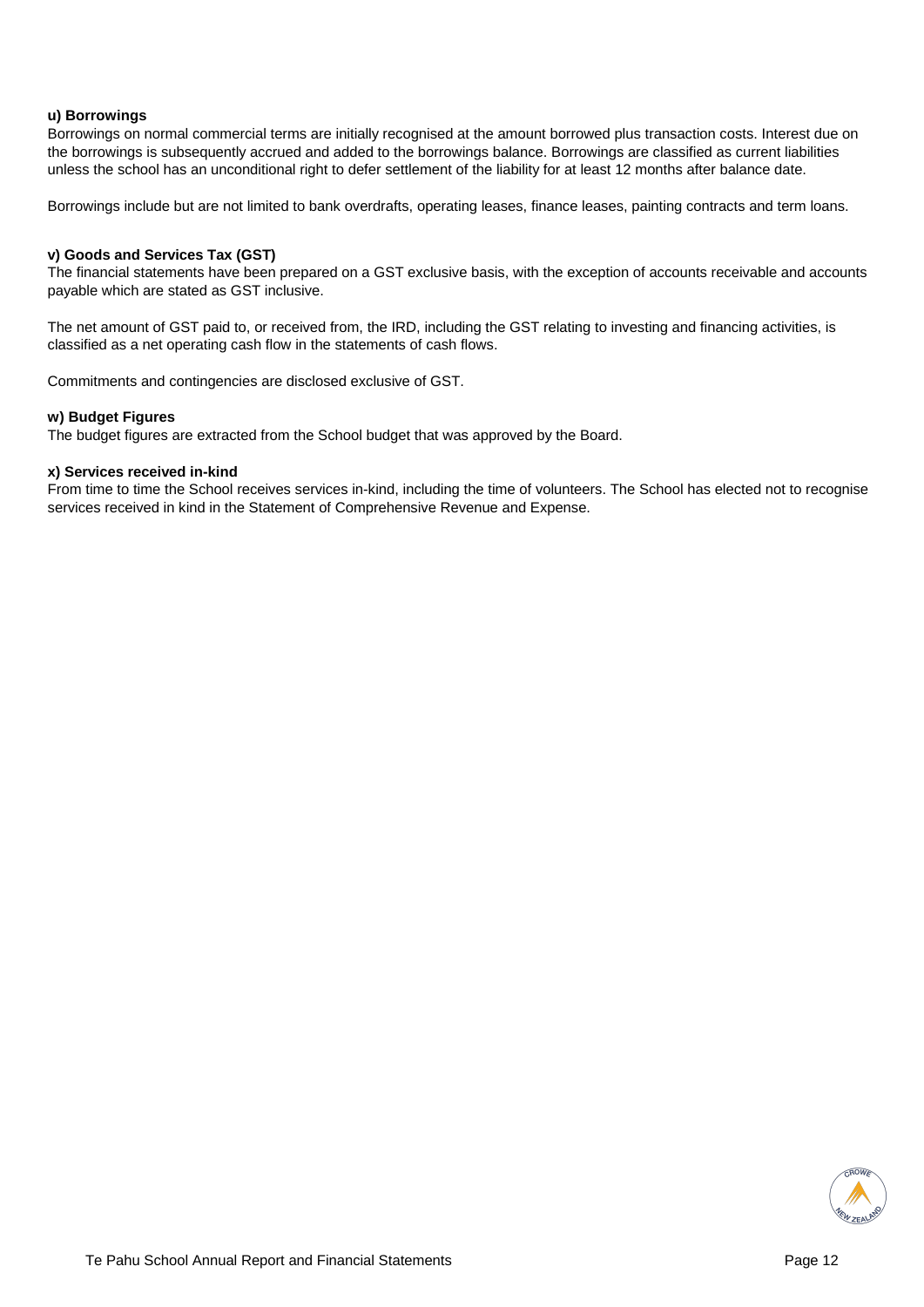**u) Borrowings**

Borrowings on normal commercial terms are initially recognised at the amount borrowed plus transaction costs. Interest due on the borrowings is subsequently accrued and added to the borrowings balance. Borrowings are classified as current liabilities unless the school has an unconditional right to defer settlement of the liability for at least 12 months after balance date.

Borrowings include but are not limited to bank overdrafts, operating leases, finance leases, painting contracts and term loans.

**v) Goods and Services Tax (GST)**

The financial statements have been prepared on a GST exclusive basis, with the exception of accounts receivable and accounts payable which are stated as GST inclusive.

The net amount of GST paid to, or received from, the IRD, including the GST relating to investing and financing activities, is classified as a net operating cash flow in the statements of cash flows.

Commitments and contingencies are disclosed exclusive of GST.

**w) Budget Figures**

The budget figures are extracted from the School budget that was approved by the Board.

**x) Services received in-kind**

From time to time the School receives services in-kind, including the time of volunteers. The School has elected not to recognise services received in kind in the Statement of Comprehensive Revenue and Expense.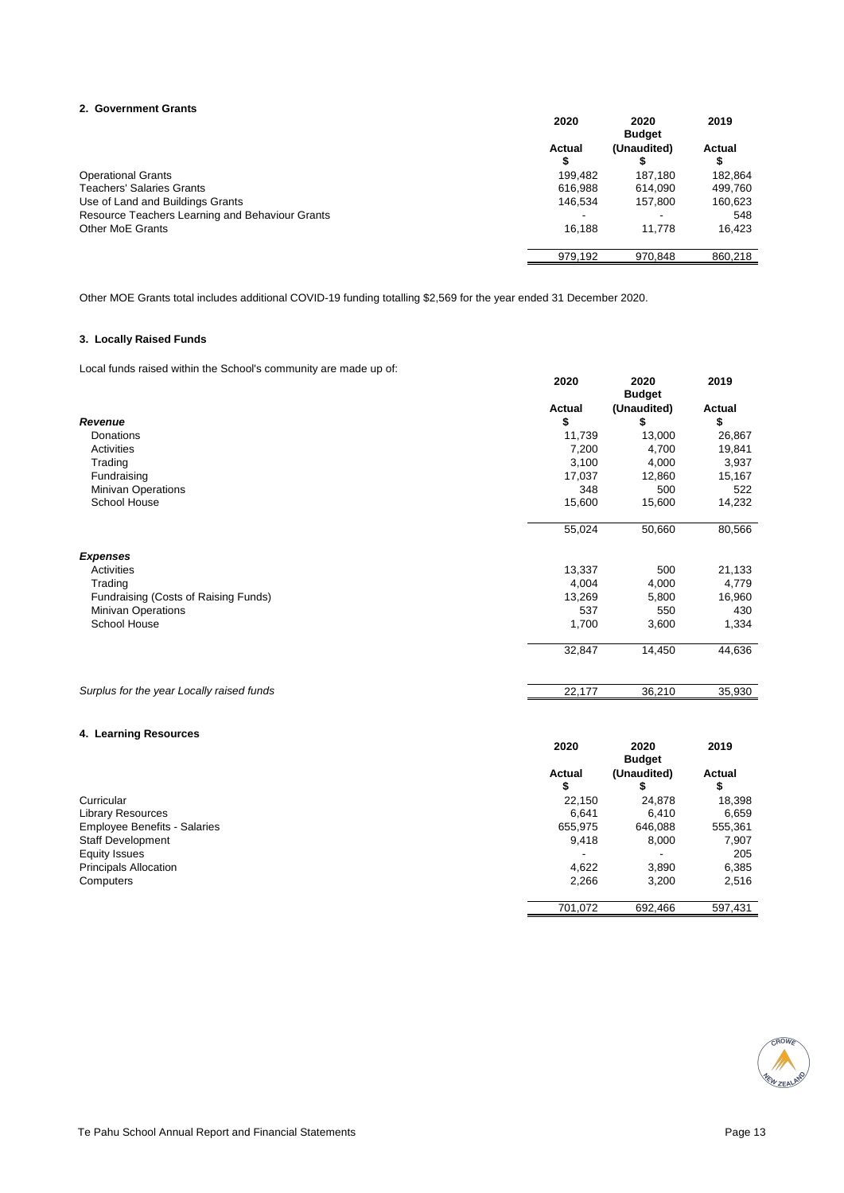## 2. Government Grants

| | 2020 Actual $ | 2020 Budget (Unaudited) $ | 2019 Actual $ |
|---|---|---|---|
| Operational Grants | 199,482 | 187,180 | 182,864 |
| Teachers' Salaries Grants | 616,988 | 614,090 | 499,760 |
| Use of Land and Buildings Grants | 146,534 | 157,800 | 160,623 |
| Resource Teachers Learning and Behaviour Grants | - | - | 548 |
| Other MoE Grants | 16,188 | 11,778 | 16,423 |
| | 979,192 | 970,848 | 860,218 |

Other MOE Grants total includes additional COVID-19 funding totalling $2,569 for the year ended 31 December 2020.

## 3. Locally Raised Funds

Local funds raised within the School's community are made up of:

| | 2020 Actual $ | 2020 Budget (Unaudited) $ | 2019 Actual $ |
|---|---|---|---|
| ***Revenue*** | | | |
| Donations | 11,739 | 13,000 | 26,867 |
| Activities | 7,200 | 4,700 | 19,841 |
| Trading | 3,100 | 4,000 | 3,937 |
| Fundraising | 17,037 | 12,860 | 15,167 |
| Minivan Operations | 348 | 500 | 522 |
| School House | 15,600 | 15,600 | 14,232 |
| | 55,024 | 50,660 | 80,566 |
| ***Expenses*** | | | |
| Activities | 13,337 | 500 | 21,133 |
| Trading | 4,004 | 4,000 | 4,779 |
| Fundraising (Costs of Raising Funds) | 13,269 | 5,800 | 16,960 |
| Minivan Operations | 537 | 550 | 430 |
| School House | 1,700 | 3,600 | 1,334 |
| | 32,847 | 14,450 | 44,636 |
| *Surplus for the year Locally raised funds* | 22,177 | 36,210 | 35,930 |

## 4. Learning Resources

| | 2020 Actual $ | 2020 Budget (Unaudited) $ | 2019 Actual $ |
|---|---|---|---|
| Curricular | 22,150 | 24,878 | 18,398 |
| Library Resources | 6,641 | 6,410 | 6,659 |
| Employee Benefits - Salaries | 655,975 | 646,088 | 555,361 |
| Staff Development | 9,418 | 8,000 | 7,907 |
| Equity Issues | - | - | 205 |
| Principals Allocation | 4,622 | 3,890 | 6,385 |
| Computers | 2,266 | 3,200 | 2,516 |
| | 701,072 | 692,466 | 597,431 |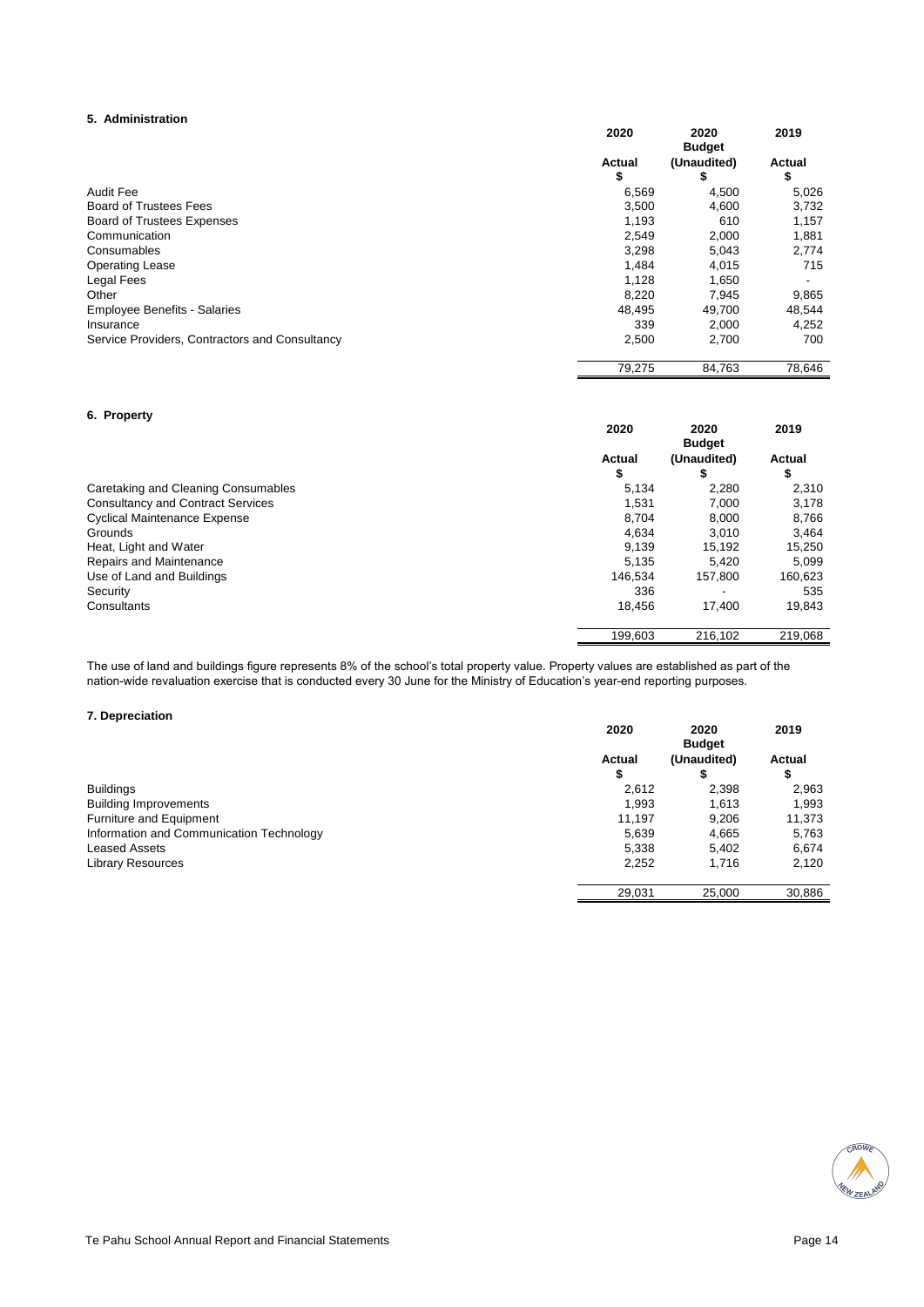## 5. Administration

| | 2020 Actual $ | 2020 Budget (Unaudited) $ | 2019 Actual $ |
|---|---|---|---|
| Audit Fee | 6,569 | 4,500 | 5,026 |
| Board of Trustees Fees | 3,500 | 4,600 | 3,732 |
| Board of Trustees Expenses | 1,193 | 610 | 1,157 |
| Communication | 2,549 | 2,000 | 1,881 |
| Consumables | 3,298 | 5,043 | 2,774 |
| Operating Lease | 1,484 | 4,015 | 715 |
| Legal Fees | 1,128 | 1,650 | - |
| Other | 8,220 | 7,945 | 9,865 |
| Employee Benefits - Salaries | 48,495 | 49,700 | 48,544 |
| Insurance | 339 | 2,000 | 4,252 |
| Service Providers, Contractors and Consultancy | 2,500 | 2,700 | 700 |
| | 79,275 | 84,763 | 78,646 |

## 6. Property

| | 2020 Actual $ | 2020 Budget (Unaudited) $ | 2019 Actual $ |
|---|---|---|---|
| Caretaking and Cleaning Consumables | 5,134 | 2,280 | 2,310 |
| Consultancy and Contract Services | 1,531 | 7,000 | 3,178 |
| Cyclical Maintenance Expense | 8,704 | 8,000 | 8,766 |
| Grounds | 4,634 | 3,010 | 3,464 |
| Heat, Light and Water | 9,139 | 15,192 | 15,250 |
| Repairs and Maintenance | 5,135 | 5,420 | 5,099 |
| Use of Land and Buildings | 146,534 | 157,800 | 160,623 |
| Security | 336 | - | 535 |
| Consultants | 18,456 | 17,400 | 19,843 |
| | 199,603 | 216,102 | 219,068 |

The use of land and buildings figure represents 8% of the school's total property value. Property values are established as part of the nation-wide revaluation exercise that is conducted every 30 June for the Ministry of Education's year-end reporting purposes.

## 7. Depreciation

| | 2020 Actual $ | 2020 Budget (Unaudited) $ | 2019 Actual $ |
|---|---|---|---|
| Buildings | 2,612 | 2,398 | 2,963 |
| Building Improvements | 1,993 | 1,613 | 1,993 |
| Furniture and Equipment | 11,197 | 9,206 | 11,373 |
| Information and Communication Technology | 5,639 | 4,665 | 5,763 |
| Leased Assets | 5,338 | 5,402 | 6,674 |
| Library Resources | 2,252 | 1,716 | 2,120 |
| | 29,031 | 25,000 | 30,886 |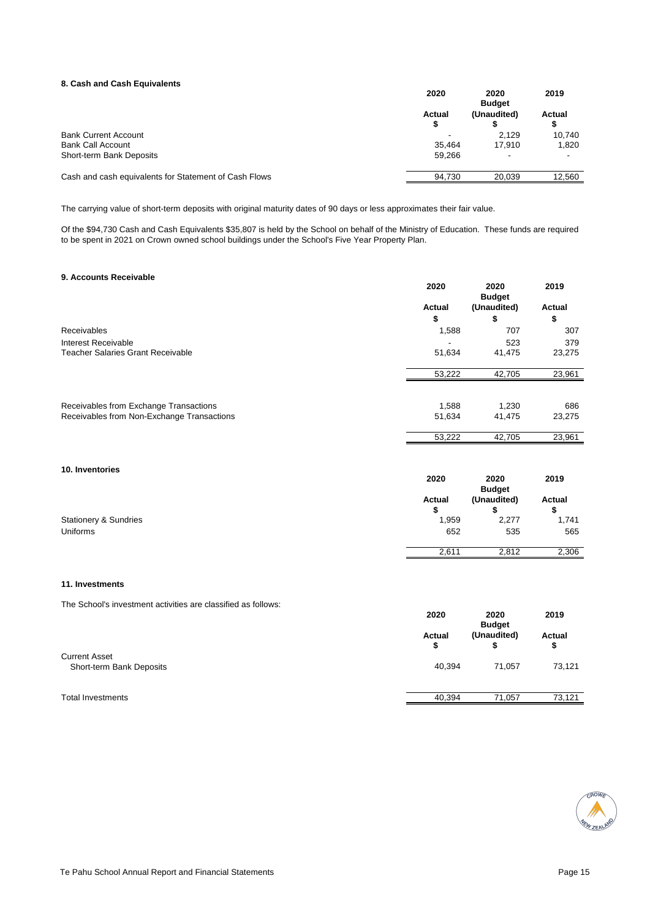## 8. Cash and Cash Equivalents

| | 2020 Actual $ | 2020 Budget (Unaudited) $ | 2019 Actual $ |
|---|---|---|---|
| Bank Current Account | - | 2,129 | 10,740 |
| Bank Call Account | 35,464 | 17,910 | 1,820 |
| Short-term Bank Deposits | 59,266 | - | - |
| Cash and cash equivalents for Statement of Cash Flows | 94,730 | 20,039 | 12,560 |

The carrying value of short-term deposits with original maturity dates of 90 days or less approximates their fair value.

Of the $94,730 Cash and Cash Equivalents $35,807 is held by the School on behalf of the Ministry of Education. These funds are required to be spent in 2021 on Crown owned school buildings under the School's Five Year Property Plan.

## 9. Accounts Receivable

| | 2020 Actual $ | 2020 Budget (Unaudited) $ | 2019 Actual $ |
|---|---|---|---|
| Receivables | 1,588 | 707 | 307 |
| Interest Receivable | - | 523 | 379 |
| Teacher Salaries Grant Receivable | 51,634 | 41,475 | 23,275 |
| | 53,222 | 42,705 | 23,961 |
| | | | |
| Receivables from Exchange Transactions | 1,588 | 1,230 | 686 |
| Receivables from Non-Exchange Transactions | 51,634 | 41,475 | 23,275 |
| | 53,222 | 42,705 | 23,961 |

## 10. Inventories

| | 2020 Actual $ | 2020 Budget (Unaudited) $ | 2019 Actual $ |
|---|---|---|---|
| Stationery & Sundries | 1,959 | 2,277 | 1,741 |
| Uniforms | 652 | 535 | 565 |
| | 2,611 | 2,812 | 2,306 |

## 11. Investments

The School's investment activities are classified as follows:

| | 2020 Actual $ | 2020 Budget (Unaudited) $ | 2019 Actual $ |
|---|---|---|---|
| Current Asset | | | |
| Short-term Bank Deposits | 40,394 | 71,057 | 73,121 |
| Total Investments | 40,394 | 71,057 | 73,121 |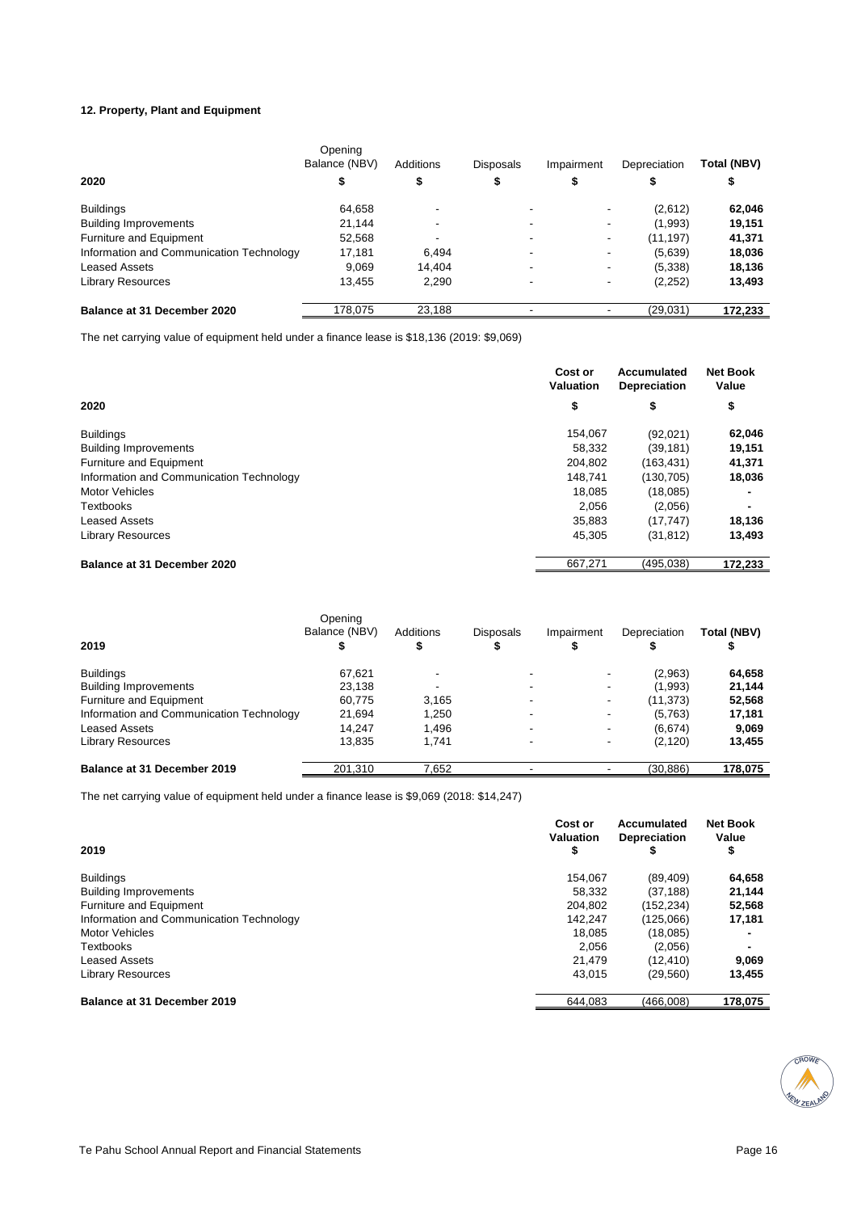#### 12. Property, Plant and Equipment

| 2020 | Opening Balance (NBV) $ | Additions $ | Disposals $ | Impairment $ | Depreciation $ | Total (NBV) $ |
|---|---|---|---|---|---|---|
| Buildings | 64,658 | - | - | - | (2,612) | **62,046** |
| Building Improvements | 21,144 | - | - | - | (1,993) | **19,151** |
| Furniture and Equipment | 52,568 | - | - | - | (11,197) | **41,371** |
| Information and Communication Technology | 17,181 | 6,494 | - | - | (5,639) | **18,036** |
| Leased Assets | 9,069 | 14,404 | - | - | (5,338) | **18,136** |
| Library Resources | 13,455 | 2,290 | - | - | (2,252) | **13,493** |
| **Balance at 31 December 2020** | 178,075 | 23,188 | - | - | (29,031) | **172,233** |

The net carrying value of equipment held under a finance lease is $18,136 (2019: $9,069)

| 2020 | Cost or Valuation $ | Accumulated Depreciation $ | Net Book Value $ |
|---|---|---|---|
| Buildings | 154,067 | (92,021) | **62,046** |
| Building Improvements | 58,332 | (39,181) | **19,151** |
| Furniture and Equipment | 204,802 | (163,431) | **41,371** |
| Information and Communication Technology | 148,741 | (130,705) | **18,036** |
| Motor Vehicles | 18,085 | (18,085) | **-** |
| Textbooks | 2,056 | (2,056) | **-** |
| Leased Assets | 35,883 | (17,747) | **18,136** |
| Library Resources | 45,305 | (31,812) | **13,493** |
| **Balance at 31 December 2020** | 667,271 | (495,038) | **172,233** |

| 2019 | Opening Balance (NBV) $ | Additions $ | Disposals $ | Impairment $ | Depreciation $ | Total (NBV) $ |
|---|---|---|---|---|---|---|
| Buildings | 67,621 | - | - | - | (2,963) | **64,658** |
| Building Improvements | 23,138 | - | - | - | (1,993) | **21,144** |
| Furniture and Equipment | 60,775 | 3,165 | - | - | (11,373) | **52,568** |
| Information and Communication Technology | 21,694 | 1,250 | - | - | (5,763) | **17,181** |
| Leased Assets | 14,247 | 1,496 | - | - | (6,674) | **9,069** |
| Library Resources | 13,835 | 1,741 | - | - | (2,120) | **13,455** |
| **Balance at 31 December 2019** | 201,310 | 7,652 | - | - | (30,886) | **178,075** |

The net carrying value of equipment held under a finance lease is $9,069 (2018: $14,247)

| 2019 | Cost or Valuation $ | Accumulated Depreciation $ | Net Book Value $ |
|---|---|---|---|
| Buildings | 154,067 | (89,409) | **64,658** |
| Building Improvements | 58,332 | (37,188) | **21,144** |
| Furniture and Equipment | 204,802 | (152,234) | **52,568** |
| Information and Communication Technology | 142,247 | (125,066) | **17,181** |
| Motor Vehicles | 18,085 | (18,085) | **-** |
| Textbooks | 2,056 | (2,056) | **-** |
| Leased Assets | 21,479 | (12,410) | **9,069** |
| Library Resources | 43,015 | (29,560) | **13,455** |
| **Balance at 31 December 2019** | 644,083 | (466,008) | **178,075** |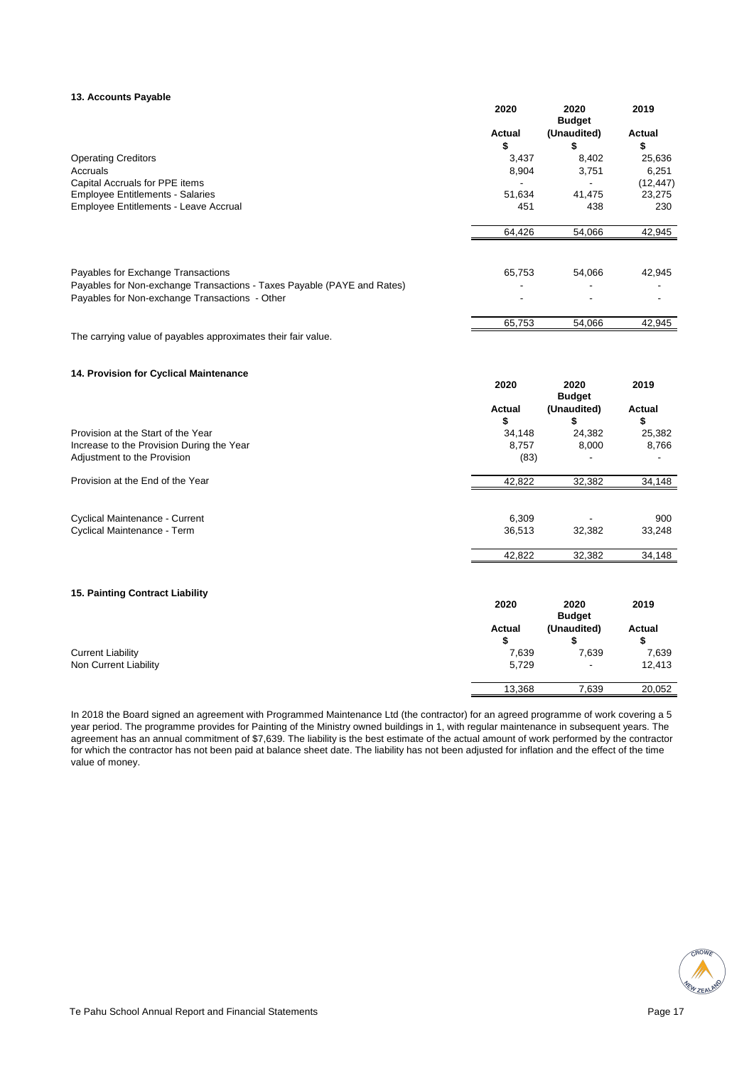### 13. Accounts Payable

| | 2020 Actual $ | 2020 Budget (Unaudited) $ | 2019 Actual $ |
|---|---|---|---|
| Operating Creditors | 3,437 | 8,402 | 25,636 |
| Accruals | 8,904 | 3,751 | 6,251 |
| Capital Accruals for PPE items | - | - | (12,447) |
| Employee Entitlements - Salaries | 51,634 | 41,475 | 23,275 |
| Employee Entitlements - Leave Accrual | 451 | 438 | 230 |
| | 64,426 | 54,066 | 42,945 |
| | | | |
| Payables for Exchange Transactions | 65,753 | 54,066 | 42,945 |
| Payables for Non-exchange Transactions - Taxes Payable (PAYE and Rates) | - | - | - |
| Payables for Non-exchange Transactions - Other | - | - | - |
| | 65,753 | 54,066 | 42,945 |

The carrying value of payables approximates their fair value.

### 14. Provision for Cyclical Maintenance

| | 2020 Actual $ | 2020 Budget (Unaudited) $ | 2019 Actual $ |
|---|---|---|---|
| Provision at the Start of the Year | 34,148 | 24,382 | 25,382 |
| Increase to the Provision During the Year | 8,757 | 8,000 | 8,766 |
| Adjustment to the Provision | (83) | - | - |
| Provision at the End of the Year | 42,822 | 32,382 | 34,148 |
| | | | |
| Cyclical Maintenance - Current | 6,309 | - | 900 |
| Cyclical Maintenance - Term | 36,513 | 32,382 | 33,248 |
| | 42,822 | 32,382 | 34,148 |

### 15. Painting Contract Liability

| | 2020 Actual $ | 2020 Budget (Unaudited) $ | 2019 Actual $ |
|---|---|---|---|
| Current Liability | 7,639 | 7,639 | 7,639 |
| Non Current Liability | 5,729 | - | 12,413 |
| | 13,368 | 7,639 | 20,052 |

In 2018 the Board signed an agreement with Programmed Maintenance Ltd (the contractor) for an agreed programme of work covering a 5 year period. The programme provides for Painting of the Ministry owned buildings in 1, with regular maintenance in subsequent years. The agreement has an annual commitment of $7,639. The liability is the best estimate of the actual amount of work performed by the contractor for which the contractor has not been paid at balance sheet date. The liability has not been adjusted for inflation and the effect of the time value of money.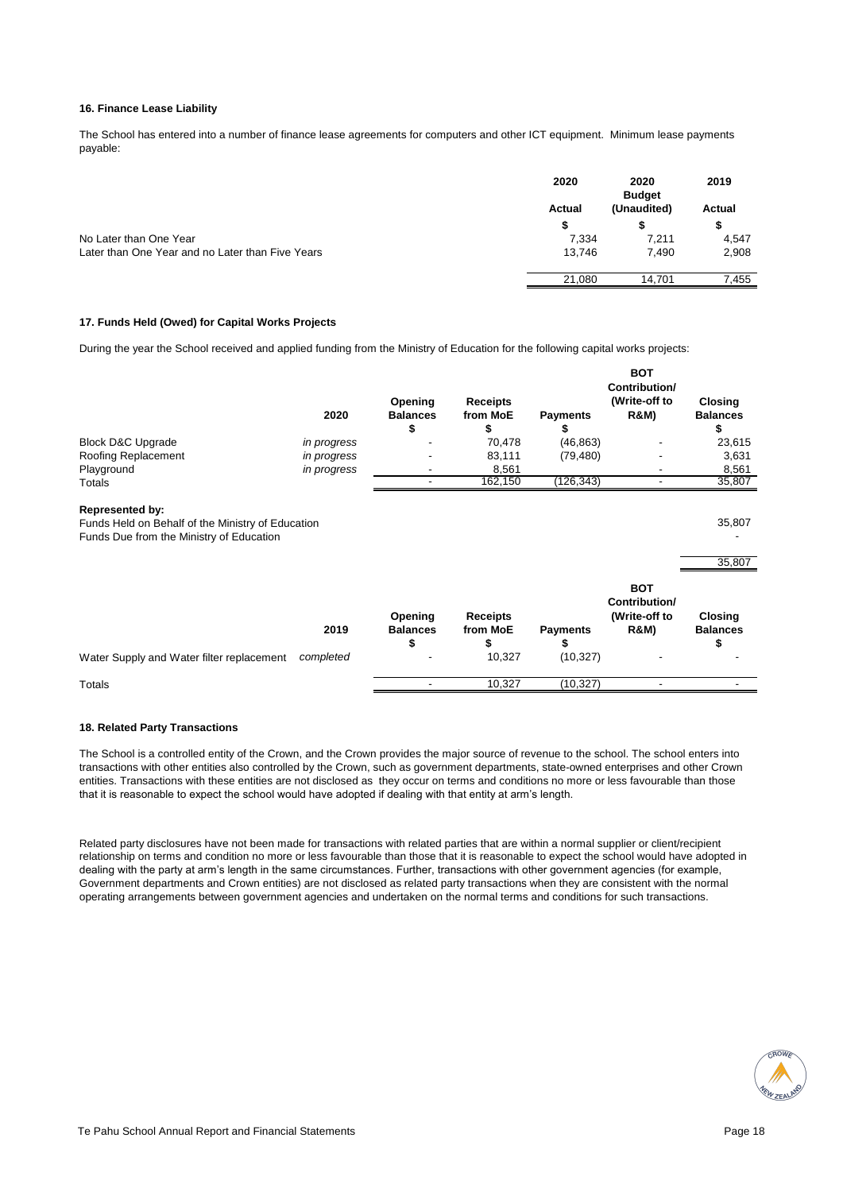#### 16. Finance Lease Liability

The School has entered into a number of finance lease agreements for computers and other ICT equipment. Minimum lease payments payable:

| | 2020 | 2020 Budget | 2019 |
|---|---|---|---|
| | Actual | (Unaudited) | Actual |
| | $ | $ | $ |
| No Later than One Year | 7,334 | 7,211 | 4,547 |
| Later than One Year and no Later than Five Years | 13,746 | 7,490 | 2,908 |
| | 21,080 | 14,701 | 7,455 |

#### 17. Funds Held (Owed) for Capital Works Projects

During the year the School received and applied funding from the Ministry of Education for the following capital works projects:

| | 2020 | Opening Balances $ | Receipts from MoE $ | Payments $ | BOT Contribution/ (Write-off to R&M) | Closing Balances $ |
|---|---|---|---|---|---|---|
| Block D&C Upgrade | *in progress* | - | 70,478 | (46,863) | - | 23,615 |
| Roofing Replacement | *in progress* | - | 83,111 | (79,480) | - | 3,631 |
| Playground | *in progress* | - | 8,561 | | - | 8,561 |
| Totals | | - | 162,150 | (126,343) | - | 35,807 |

**Represented by:**

| | |
|---|---|
| Funds Held on Behalf of the Ministry of Education | 35,807 |
| Funds Due from the Ministry of Education | - |
| | 35,807 |

| | 2019 | Opening Balances $ | Receipts from MoE $ | Payments $ | BOT Contribution/ (Write-off to R&M) | Closing Balances $ |
|---|---|---|---|---|---|---|
| Water Supply and Water filter replacement | *completed* | - | 10,327 | (10,327) | - | - |
| Totals | | - | 10,327 | (10,327) | - | - |

#### 18. Related Party Transactions

The School is a controlled entity of the Crown, and the Crown provides the major source of revenue to the school. The school enters into transactions with other entities also controlled by the Crown, such as government departments, state-owned enterprises and other Crown entities. Transactions with these entities are not disclosed as they occur on terms and conditions no more or less favourable than those that it is reasonable to expect the school would have adopted if dealing with that entity at arm's length.

Related party disclosures have not been made for transactions with related parties that are within a normal supplier or client/recipient relationship on terms and condition no more or less favourable than those that it is reasonable to expect the school would have adopted in dealing with the party at arm's length in the same circumstances. Further, transactions with other government agencies (for example, Government departments and Crown entities) are not disclosed as related party transactions when they are consistent with the normal operating arrangements between government agencies and undertaken on the normal terms and conditions for such transactions.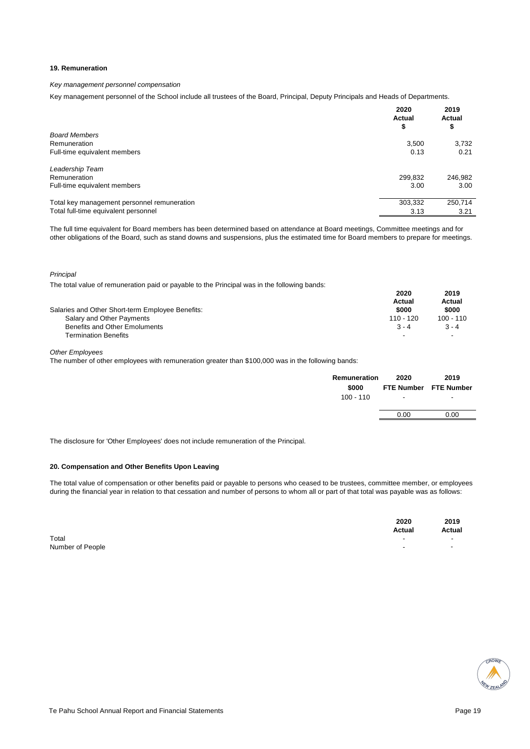## 19. Remuneration

*Key management personnel compensation*

Key management personnel of the School include all trustees of the Board, Principal, Deputy Principals and Heads of Departments.

| | 2020 Actual $ | 2019 Actual $ |
|---|---|---|
| *Board Members* | | |
| Remuneration | 3,500 | 3,732 |
| Full-time equivalent members | 0.13 | 0.21 |
| *Leadership Team* | | |
| Remuneration | 299,832 | 246,982 |
| Full-time equivalent members | 3.00 | 3.00 |
| Total key management personnel remuneration | 303,332 | 250,714 |
| Total full-time equivalent personnel | 3.13 | 3.21 |

The full time equivalent for Board members has been determined based on attendance at Board meetings, Committee meetings and for other obligations of the Board, such as stand downs and suspensions, plus the estimated time for Board members to prepare for meetings.

*Principal*

The total value of remuneration paid or payable to the Principal was in the following bands:

| | 2020 Actual $000 | 2019 Actual $000 |
|---|---|---|
| Salaries and Other Short-term Employee Benefits: | | |
| Salary and Other Payments | 110 - 120 | 100 - 110 |
| Benefits and Other Emoluments | 3 - 4 | 3 - 4 |
| Termination Benefits | - | - |

*Other Employees*

The number of other employees with remuneration greater than $100,000 was in the following bands:

| Remuneration $000 | 2020 FTE Number | 2019 FTE Number |
|---|---|---|
| 100 - 110 | - | - |
| | 0.00 | 0.00 |

The disclosure for 'Other Employees' does not include remuneration of the Principal.

## 20. Compensation and Other Benefits Upon Leaving

The total value of compensation or other benefits paid or payable to persons who ceased to be trustees, committee member, or employees during the financial year in relation to that cessation and number of persons to whom all or part of that total was payable was as follows:

| | 2020 Actual | 2019 Actual |
|---|---|---|
| Total | - | - |
| Number of People | - | - |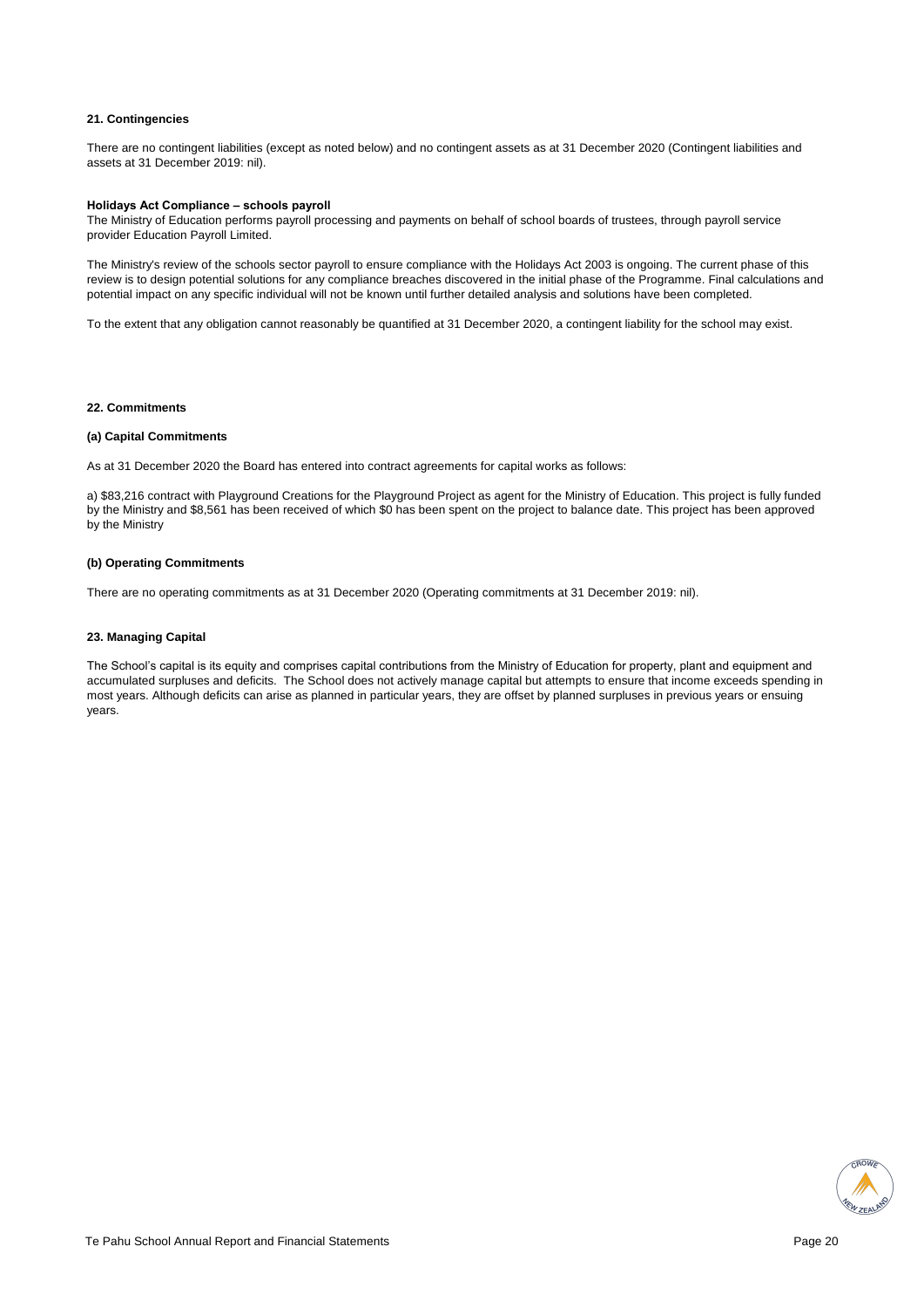## 21. Contingencies

There are no contingent liabilities (except as noted below) and no contingent assets as at 31 December 2020 (Contingent liabilities and assets at 31 December 2019: nil).

**Holidays Act Compliance – schools payroll**

The Ministry of Education performs payroll processing and payments on behalf of school boards of trustees, through payroll service provider Education Payroll Limited.

The Ministry's review of the schools sector payroll to ensure compliance with the Holidays Act 2003 is ongoing. The current phase of this review is to design potential solutions for any compliance breaches discovered in the initial phase of the Programme. Final calculations and potential impact on any specific individual will not be known until further detailed analysis and solutions have been completed.

To the extent that any obligation cannot reasonably be quantified at 31 December 2020, a contingent liability for the school may exist.

## 22. Commitments

### (a) Capital Commitments

As at 31 December 2020 the Board has entered into contract agreements for capital works as follows:

a) $83,216 contract with Playground Creations for the Playground Project as agent for the Ministry of Education. This project is fully funded by the Ministry and $8,561 has been received of which $0 has been spent on the project to balance date. This project has been approved by the Ministry

### (b) Operating Commitments

There are no operating commitments as at 31 December 2020 (Operating commitments at 31 December 2019: nil).

## 23. Managing Capital

The School's capital is its equity and comprises capital contributions from the Ministry of Education for property, plant and equipment and accumulated surpluses and deficits. The School does not actively manage capital but attempts to ensure that income exceeds spending in most years. Although deficits can arise as planned in particular years, they are offset by planned surpluses in previous years or ensuing years.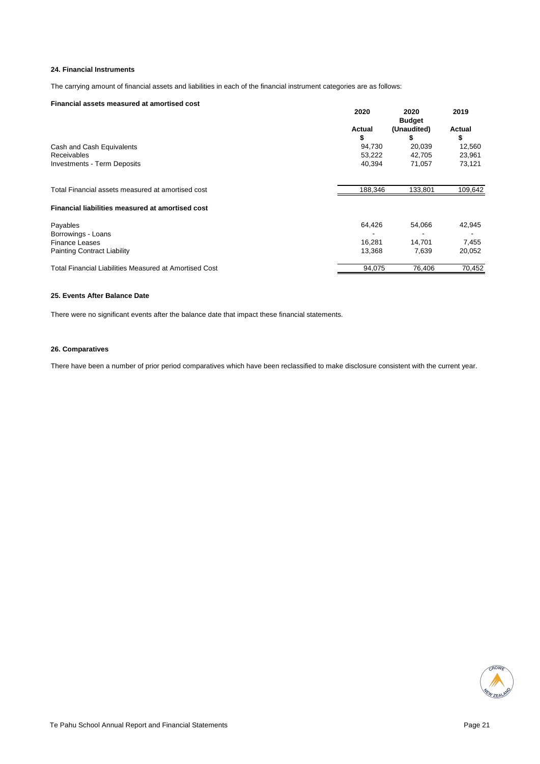### 24. Financial Instruments

The carrying amount of financial assets and liabilities in each of the financial instrument categories are as follows:

| **Financial assets measured at amortised cost** | **2020** | **2020 Budget** | **2019** |
|---|---|---|---|
| | **Actual** | **(Unaudited)** | **Actual** |
| | **$** | **$** | **$** |
| Cash and Cash Equivalents | 94,730 | 20,039 | 12,560 |
| Receivables | 53,222 | 42,705 | 23,961 |
| Investments - Term Deposits | 40,394 | 71,057 | 73,121 |
| Total Financial assets measured at amortised cost | 188,346 | 133,801 | 109,642 |
| **Financial liabilities measured at amortised cost** | | | |
| Payables | 64,426 | 54,066 | 42,945 |
| Borrowings - Loans | - | - | - |
| Finance Leases | 16,281 | 14,701 | 7,455 |
| Painting Contract Liability | 13,368 | 7,639 | 20,052 |
| Total Financial Liabilities Measured at Amortised Cost | 94,075 | 76,406 | 70,452 |

### 25. Events After Balance Date

There were no significant events after the balance date that impact these financial statements.

### 26. Comparatives

There have been a number of prior period comparatives which have been reclassified to make disclosure consistent with the current year.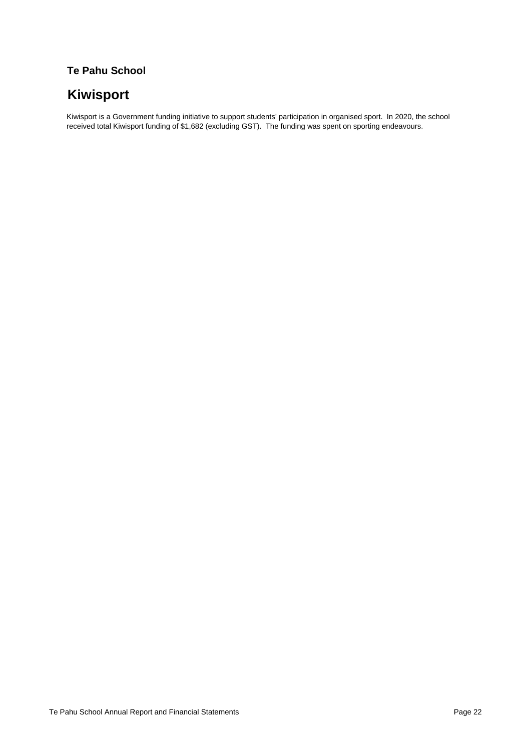**Te Pahu School**

# Kiwisport

Kiwisport is a Government funding initiative to support students' participation in organised sport. In 2020, the school received total Kiwisport funding of $1,682 (excluding GST). The funding was spent on sporting endeavours.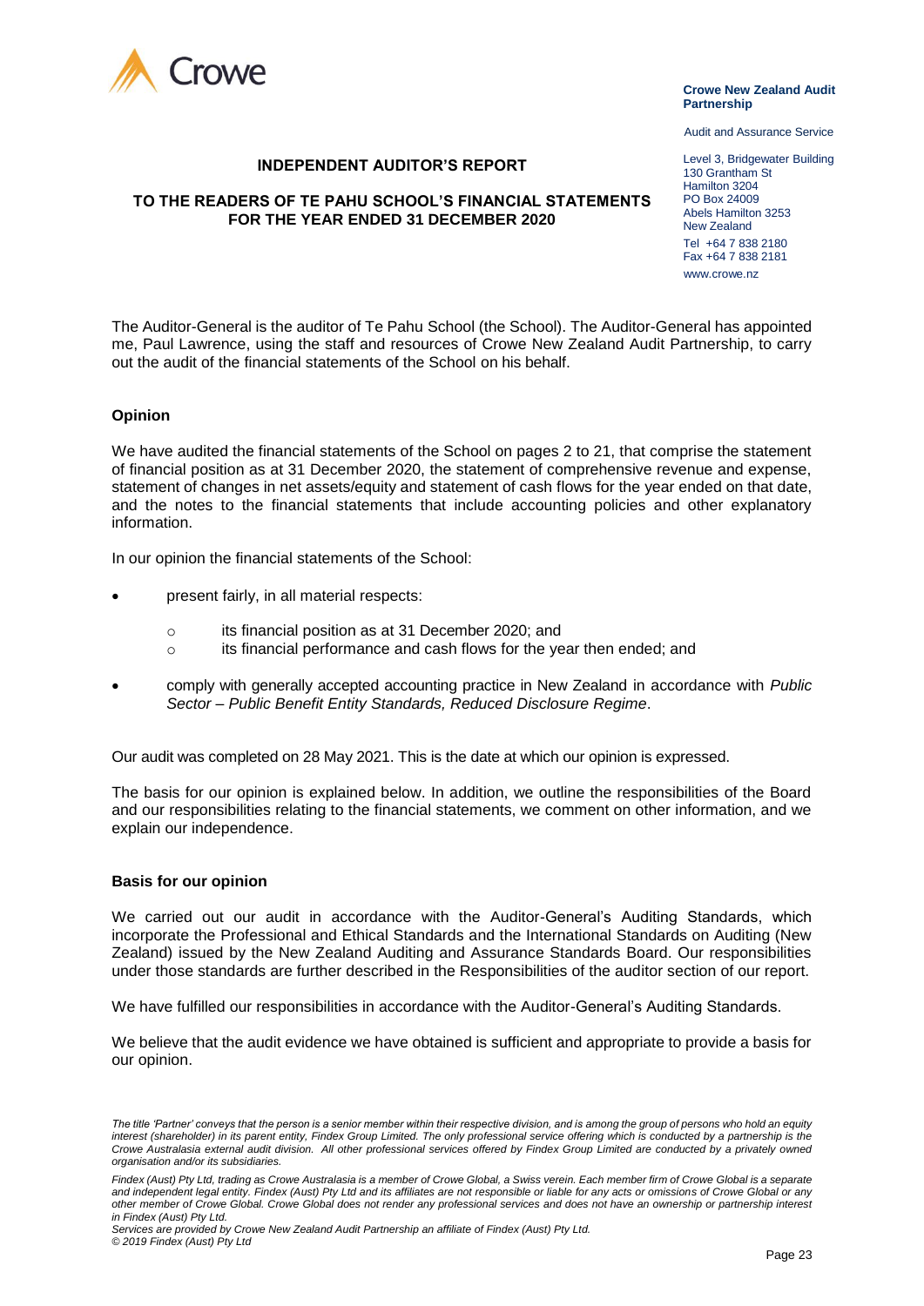**Crowe New Zealand Audit Partnership**

Audit and Assurance Service

Level 3, Bridgewater Building
130 Grantham St
Hamilton 3204
PO Box 24009
Abels Hamilton 3253
New Zealand
Tel +64 7 838 2180
Fax +64 7 838 2181
www.crowe.nz

# INDEPENDENT AUDITOR'S REPORT

## TO THE READERS OF TE PAHU SCHOOL'S FINANCIAL STATEMENTS FOR THE YEAR ENDED 31 DECEMBER 2020

The Auditor-General is the auditor of Te Pahu School (the School). The Auditor-General has appointed me, Paul Lawrence, using the staff and resources of Crowe New Zealand Audit Partnership, to carry out the audit of the financial statements of the School on his behalf.

### Opinion

We have audited the financial statements of the School on pages 2 to 21, that comprise the statement of financial position as at 31 December 2020, the statement of comprehensive revenue and expense, statement of changes in net assets/equity and statement of cash flows for the year ended on that date, and the notes to the financial statements that include accounting policies and other explanatory information.

In our opinion the financial statements of the School:

- present fairly, in all material respects:
  - its financial position as at 31 December 2020; and
  - its financial performance and cash flows for the year then ended; and
- comply with generally accepted accounting practice in New Zealand in accordance with *Public Sector – Public Benefit Entity Standards, Reduced Disclosure Regime*.

Our audit was completed on 28 May 2021. This is the date at which our opinion is expressed.

The basis for our opinion is explained below. In addition, we outline the responsibilities of the Board and our responsibilities relating to the financial statements, we comment on other information, and we explain our independence.

### Basis for our opinion

We carried out our audit in accordance with the Auditor-General's Auditing Standards, which incorporate the Professional and Ethical Standards and the International Standards on Auditing (New Zealand) issued by the New Zealand Auditing and Assurance Standards Board. Our responsibilities under those standards are further described in the Responsibilities of the auditor section of our report.

We have fulfilled our responsibilities in accordance with the Auditor-General's Auditing Standards.

We believe that the audit evidence we have obtained is sufficient and appropriate to provide a basis for our opinion.

*The title 'Partner' conveys that the person is a senior member within their respective division, and is among the group of persons who hold an equity interest (shareholder) in its parent entity, Findex Group Limited. The only professional service offering which is conducted by a partnership is the Crowe Australasia external audit division. All other professional services offered by Findex Group Limited are conducted by a privately owned organisation and/or its subsidiaries.*

*Findex (Aust) Pty Ltd, trading as Crowe Australasia is a member of Crowe Global, a Swiss verein. Each member firm of Crowe Global is a separate and independent legal entity. Findex (Aust) Pty Ltd and its affiliates are not responsible or liable for any acts or omissions of Crowe Global or any other member of Crowe Global. Crowe Global does not render any professional services and does not have an ownership or partnership interest in Findex (Aust) Pty Ltd.*
*Services are provided by Crowe New Zealand Audit Partnership an affiliate of Findex (Aust) Pty Ltd.*
*© 2019 Findex (Aust) Pty Ltd*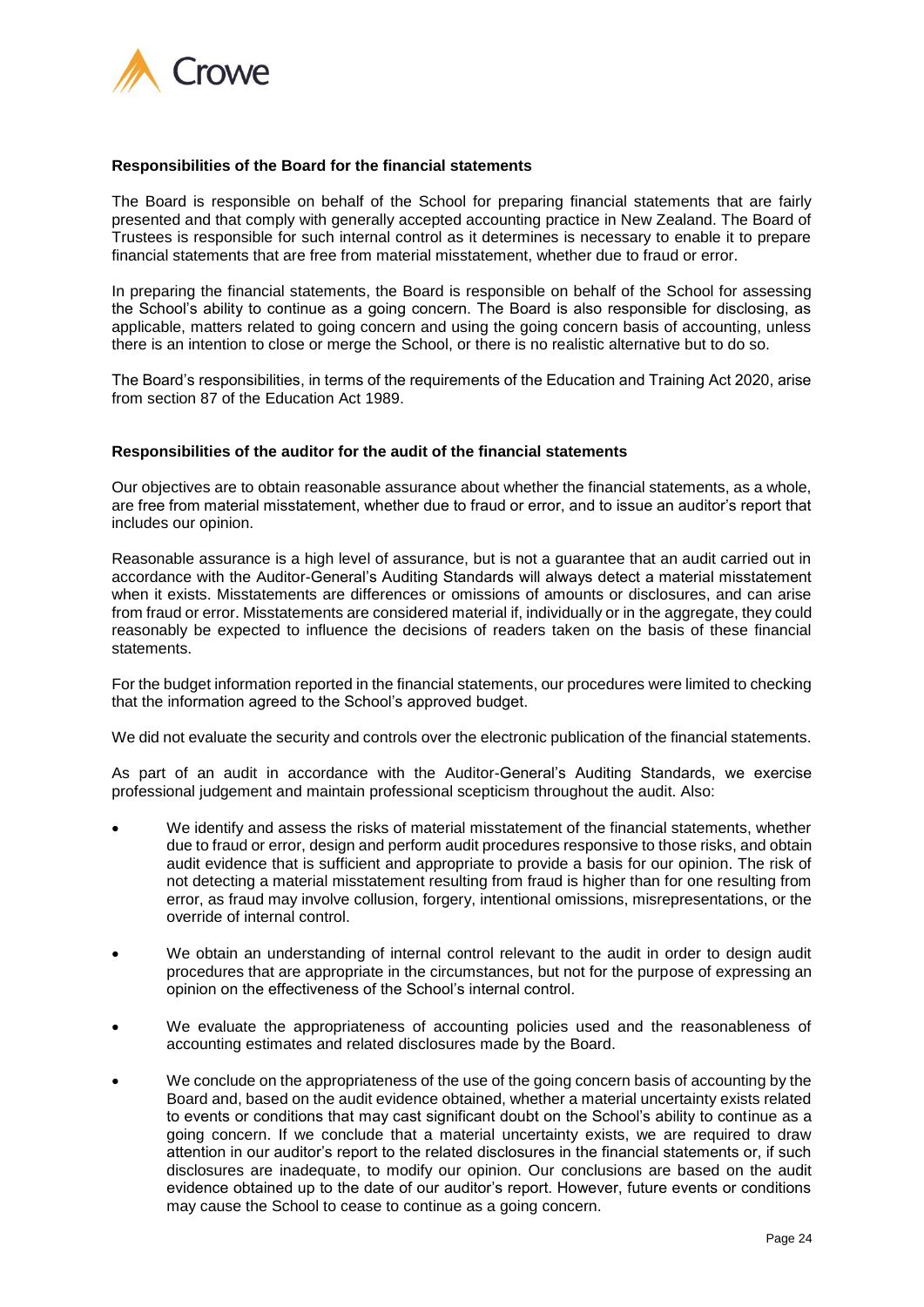### Responsibilities of the Board for the financial statements

The Board is responsible on behalf of the School for preparing financial statements that are fairly presented and that comply with generally accepted accounting practice in New Zealand. The Board of Trustees is responsible for such internal control as it determines is necessary to enable it to prepare financial statements that are free from material misstatement, whether due to fraud or error.

In preparing the financial statements, the Board is responsible on behalf of the School for assessing the School's ability to continue as a going concern. The Board is also responsible for disclosing, as applicable, matters related to going concern and using the going concern basis of accounting, unless there is an intention to close or merge the School, or there is no realistic alternative but to do so.

The Board's responsibilities, in terms of the requirements of the Education and Training Act 2020, arise from section 87 of the Education Act 1989.

### Responsibilities of the auditor for the audit of the financial statements

Our objectives are to obtain reasonable assurance about whether the financial statements, as a whole, are free from material misstatement, whether due to fraud or error, and to issue an auditor's report that includes our opinion.

Reasonable assurance is a high level of assurance, but is not a guarantee that an audit carried out in accordance with the Auditor-General's Auditing Standards will always detect a material misstatement when it exists. Misstatements are differences or omissions of amounts or disclosures, and can arise from fraud or error. Misstatements are considered material if, individually or in the aggregate, they could reasonably be expected to influence the decisions of readers taken on the basis of these financial statements.

For the budget information reported in the financial statements, our procedures were limited to checking that the information agreed to the School's approved budget.

We did not evaluate the security and controls over the electronic publication of the financial statements.

As part of an audit in accordance with the Auditor-General's Auditing Standards, we exercise professional judgement and maintain professional scepticism throughout the audit. Also:

- We identify and assess the risks of material misstatement of the financial statements, whether due to fraud or error, design and perform audit procedures responsive to those risks, and obtain audit evidence that is sufficient and appropriate to provide a basis for our opinion. The risk of not detecting a material misstatement resulting from fraud is higher than for one resulting from error, as fraud may involve collusion, forgery, intentional omissions, misrepresentations, or the override of internal control.

- We obtain an understanding of internal control relevant to the audit in order to design audit procedures that are appropriate in the circumstances, but not for the purpose of expressing an opinion on the effectiveness of the School's internal control.

- We evaluate the appropriateness of accounting policies used and the reasonableness of accounting estimates and related disclosures made by the Board.

- We conclude on the appropriateness of the use of the going concern basis of accounting by the Board and, based on the audit evidence obtained, whether a material uncertainty exists related to events or conditions that may cast significant doubt on the School's ability to continue as a going concern. If we conclude that a material uncertainty exists, we are required to draw attention in our auditor's report to the related disclosures in the financial statements or, if such disclosures are inadequate, to modify our opinion. Our conclusions are based on the audit evidence obtained up to the date of our auditor's report. However, future events or conditions may cause the School to cease to continue as a going concern.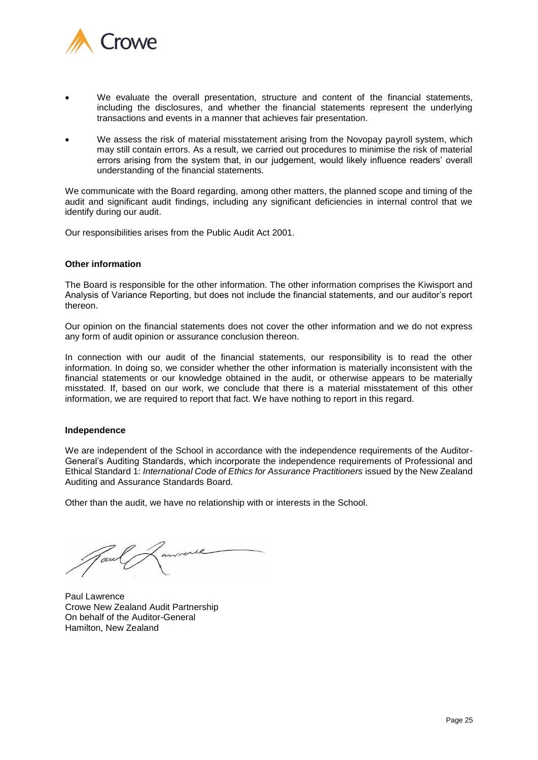- We evaluate the overall presentation, structure and content of the financial statements, including the disclosures, and whether the financial statements represent the underlying transactions and events in a manner that achieves fair presentation.
- We assess the risk of material misstatement arising from the Novopay payroll system, which may still contain errors. As a result, we carried out procedures to minimise the risk of material errors arising from the system that, in our judgement, would likely influence readers' overall understanding of the financial statements.

We communicate with the Board regarding, among other matters, the planned scope and timing of the audit and significant audit findings, including any significant deficiencies in internal control that we identify during our audit.

Our responsibilities arises from the Public Audit Act 2001.

**Other information**

The Board is responsible for the other information. The other information comprises the Kiwisport and Analysis of Variance Reporting, but does not include the financial statements, and our auditor's report thereon.

Our opinion on the financial statements does not cover the other information and we do not express any form of audit opinion or assurance conclusion thereon.

In connection with our audit of the financial statements, our responsibility is to read the other information. In doing so, we consider whether the other information is materially inconsistent with the financial statements or our knowledge obtained in the audit, or otherwise appears to be materially misstated. If, based on our work, we conclude that there is a material misstatement of this other information, we are required to report that fact. We have nothing to report in this regard.

**Independence**

We are independent of the School in accordance with the independence requirements of the Auditor-General's Auditing Standards, which incorporate the independence requirements of Professional and Ethical Standard 1: *International Code of Ethics for Assurance Practitioners* issued by the New Zealand Auditing and Assurance Standards Board.

Other than the audit, we have no relationship with or interests in the School.

Paul Lawrence
Crowe New Zealand Audit Partnership
On behalf of the Auditor-General
Hamilton, New Zealand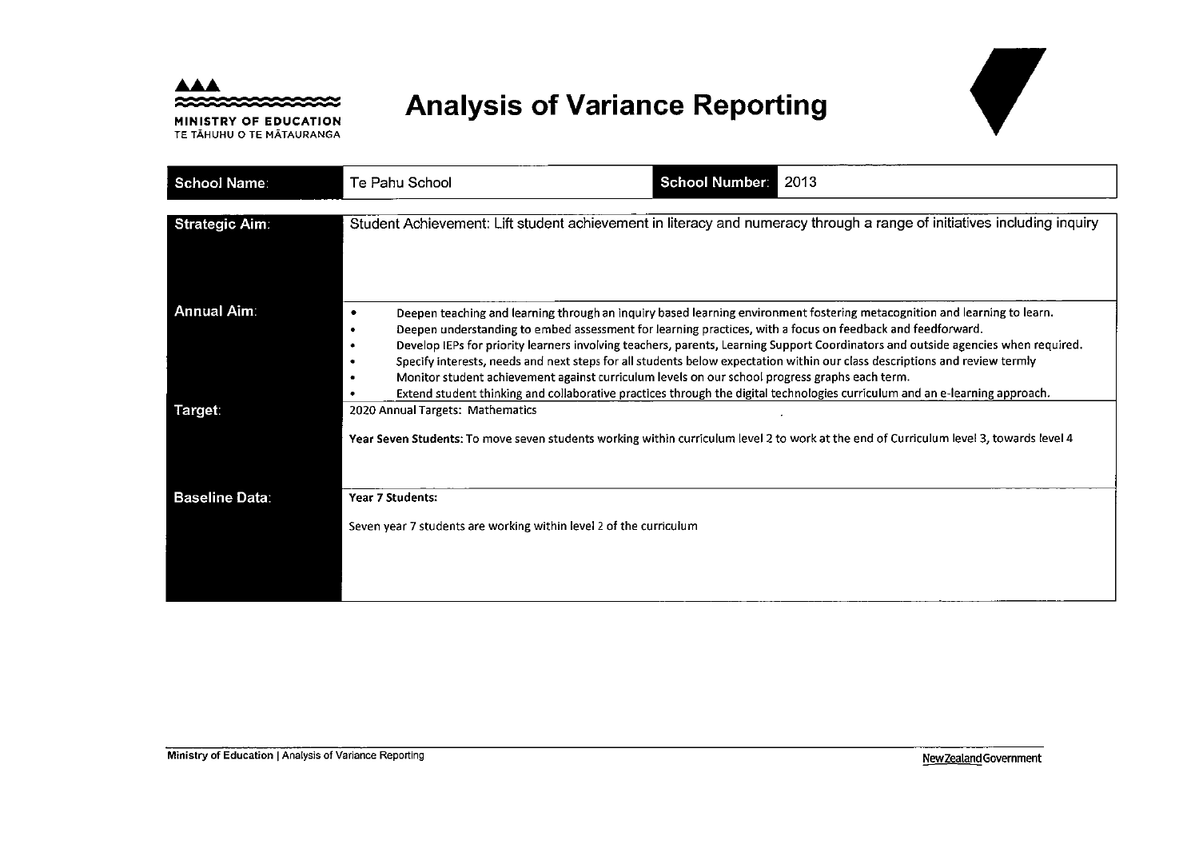# Analysis of Variance Reporting

MINISTRY OF EDUCATION
TE TĀHUHU O TE MĀTAURANGA

| School Name: | Te Pahu School | School Number: | 2013 |
|---|---|---|---|

| | |
|---|---|
| **Strategic Aim:** | Student Achievement: Lift student achievement in literacy and numeracy through a range of initiatives including inquiry |
| **Annual Aim:** | • Deepen teaching and learning through an inquiry based learning environment fostering metacognition and learning to learn.<br>• Deepen understanding to embed assessment for learning practices, with a focus on feedback and feedforward.<br>• Develop IEPs for priority learners involving teachers, parents, Learning Support Coordinators and outside agencies when required.<br>• Specify interests, needs and next steps for all students below expectation within our class descriptions and review termly<br>• Monitor student achievement against curriculum levels on our school progress graphs each term.<br>• Extend student thinking and collaborative practices through the digital technologies curriculum and an e-learning approach. |
| **Target:** | 2020 Annual Targets: Mathematics<br><br>**Year Seven Students:** To move seven students working within curriculum level 2 to work at the end of Curriculum level 3, towards level 4 |
| **Baseline Data:** | **Year 7 Students:**<br><br>Seven year 7 students are working within level 2 of the curriculum |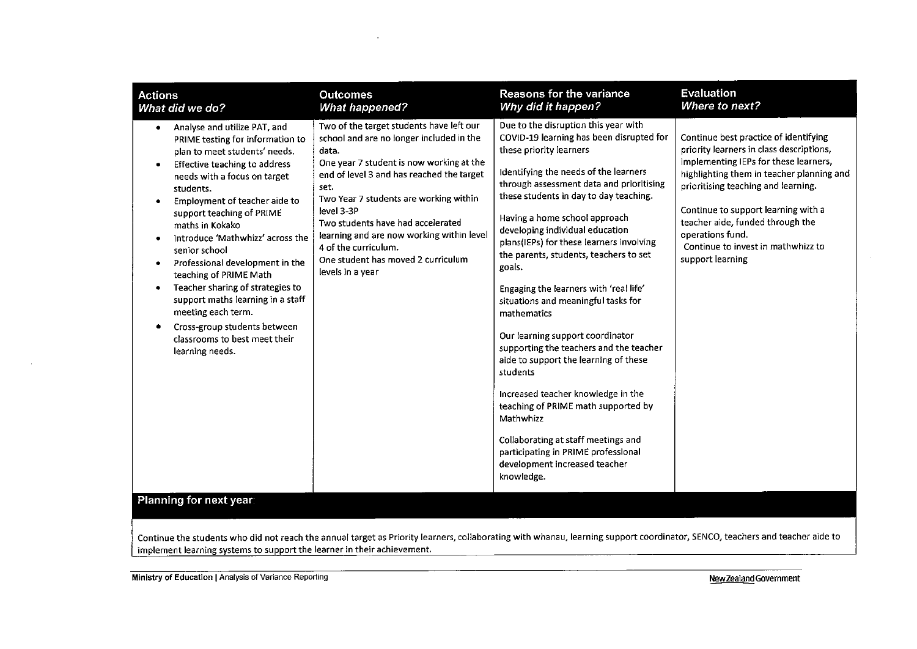| Actions<br>*What did we do?* | Outcomes<br>*What happened?* | Reasons for the variance<br>*Why did it happen?* | Evaluation<br>*Where to next?* |
|---|---|---|---|
| • Analyse and utilize PAT, and PRIME testing for information to plan to meet students' needs.<br>• Effective teaching to address needs with a focus on target students.<br>• Employment of teacher aide to support teaching of PRIME maths in Kokako<br>• Introduce 'Mathwhizz' across the senior school<br>• Professional development in the teaching of PRIME Math<br>• Teacher sharing of strategies to support maths learning in a staff meeting each term.<br>• Cross-group students between classrooms to best meet their learning needs. | Two of the target students have left our school and are no longer included in the data.<br>One year 7 student is now working at the end of level 3 and has reached the target set.<br>Two Year 7 students are working within level 3-3P<br>Two students have had accelerated learning and are now working within level 4 of the curriculum.<br>One student has moved 2 curriculum levels in a year | Due to the disruption this year with COVID-19 learning has been disrupted for these priority learners<br><br>Identifying the needs of the learners through assessment data and prioritising these students in day to day teaching.<br><br>Having a home school approach developing individual education plans(IEPs) for these learners involving the parents, students, teachers to set goals.<br><br>Engaging the learners with 'real life' situations and meaningful tasks for mathematics<br><br>Our learning support coordinator supporting the teachers and the teacher aide to support the learning of these students<br><br>Increased teacher knowledge in the teaching of PRIME math supported by Mathwhizz<br><br>Collaborating at staff meetings and participating in PRIME professional development increased teacher knowledge. | Continue best practice of identifying priority learners in class descriptions, implementing IEPs for these learners, highlighting them in teacher planning and prioritising teaching and learning.<br><br>Continue to support learning with a teacher aide, funded through the operations fund.<br>Continue to invest in mathwhizz to support learning |

**Planning for next year:**

Continue the students who did not reach the annual target as Priority learners, collaborating with whanau, learning support coordinator, SENCO, teachers and teacher aide to implement learning systems to support the learner in their achievement.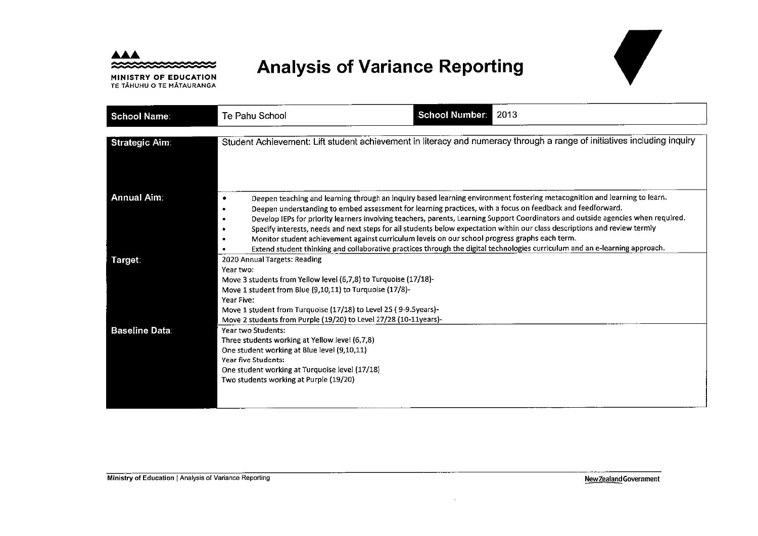MINISTRY OF EDUCATION
TE TĀHUHU O TE MĀTAURANGA

# Analysis of Variance Reporting

| School Name: | Te Pahu School | School Number: | 2013 |
|---|---|---|---|

| | |
|---|---|
| **Strategic Aim:** | Student Achievement: Lift student achievement in literacy and numeracy through a range of initiatives including inquiry |
| **Annual Aim:** | • Deepen teaching and learning through an inquiry based learning environment fostering metacognition and learning to learn.<br>• Deepen understanding to embed assessment for learning practices, with a focus on feedback and feedforward.<br>• Develop IEPs for priority learners involving teachers, parents, Learning Support Coordinators and outside agencies when required.<br>• Specify interests, needs and next steps for all students below expectation within our class descriptions and review termly<br>• Monitor student achievement against curriculum levels on our school progress graphs each term.<br>• Extend student thinking and collaborative practices through the digital technologies curriculum and an e-learning approach. |
| **Target:** | 2020 Annual Targets: Reading<br>Year two:<br>Move 3 students from Yellow level (6,7,8) to Turquoise (17/18)-<br>Move 1 student from Blue (9,10,11) to Turquoise (17/8)-<br>Year Five:<br>Move 1 student from Turquoise (17/18) to Level 25 ( 9-9.5years)-<br>Move 2 students from Purple (19/20) to Level 27/28 (10-11years)- |
| **Baseline Data:** | Year two Students:<br>Three students working at Yellow level (6,7,8)<br>One student working at Blue level (9,10,11)<br>Year five Students:<br>One student working at Turquoise level (17/18)<br>Two students working at Purple (19/20) |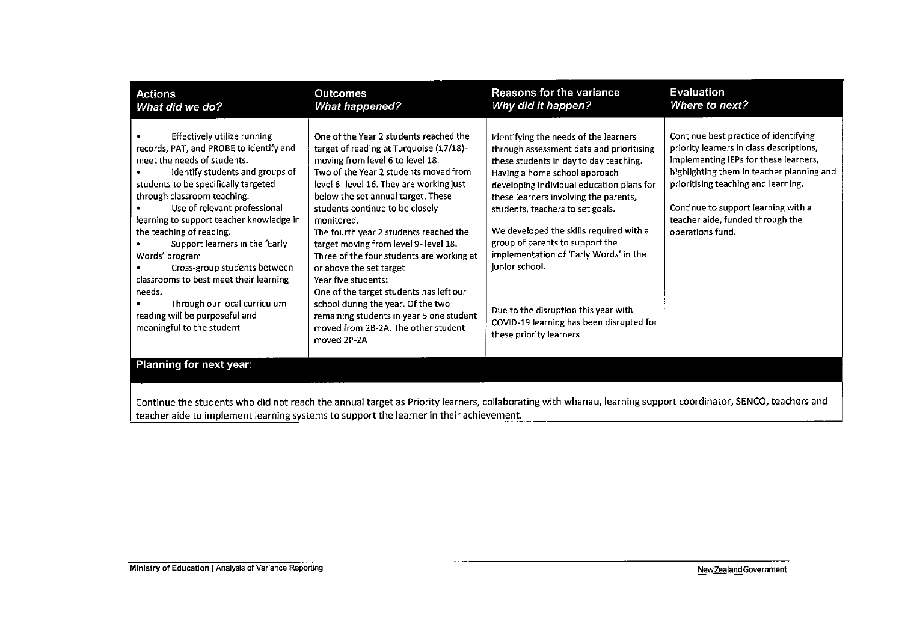| **Actions** *What did we do?* | **Outcomes** *What happened?* | **Reasons for the variance** *Why did it happen?* | **Evaluation** *Where to next?* |
|---|---|---|---|
| • Effectively utilize running records, PAT, and PROBE to identify and meet the needs of students.<br>• Identify students and groups of students to be specifically targeted through classroom teaching.<br>• Use of relevant professional learning to support teacher knowledge in the teaching of reading.<br>• Support learners in the 'Early Words' program<br>• Cross-group students between classrooms to best meet their learning needs.<br>• Through our local curriculum reading will be purposeful and meaningful to the student | One of the Year 2 students reached the target of reading at Turquoise (17/18)- moving from level 6 to level 18.<br>Two of the Year 2 students moved from level 6- level 16. They are working just below the set annual target. These students continue to be closely monitored.<br>The fourth year 2 students reached the target moving from level 9- level 18.<br>Three of the four students are working at or above the set target<br>Year five students:<br>One of the target students has left our school during the year. Of the two remaining students in year 5 one student moved from 2B-2A. The other student moved 2P-2A | Identifying the needs of the learners through assessment data and prioritising these students in day to day teaching. Having a home school approach developing individual education plans for these learners involving the parents, students, teachers to set goals.<br><br>We developed the skills required with a group of parents to support the implementation of 'Early Words' in the junior school.<br><br>Due to the disruption this year with COVID-19 learning has been disrupted for these priority learners | Continue best practice of identifying priority learners in class descriptions, implementing IEPs for these learners, highlighting them in teacher planning and prioritising teaching and learning.<br><br>Continue to support learning with a teacher aide, funded through the operations fund. |

**Planning for next year:**

Continue the students who did not reach the annual target as Priority learners, collaborating with whanau, learning support coordinator, SENCO, teachers and teacher aide to implement learning systems to support the learner in their achievement.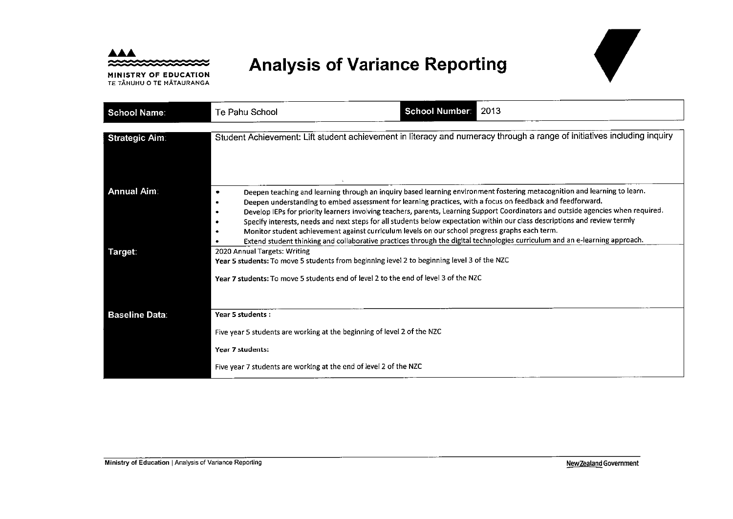MINISTRY OF EDUCATION
TE TĀHUHU O TE MĀTAURANGA

# Analysis of Variance Reporting

| School Name: | Te Pahu School | School Number: | 2013 |
|---|---|---|---|

| | |
|---|---|
| **Strategic Aim:** | Student Achievement: Lift student achievement in literacy and numeracy through a range of initiatives including inquiry |
| **Annual Aim:** | • Deepen teaching and learning through an inquiry based learning environment fostering metacognition and learning to learn. <br> • Deepen understanding to embed assessment for learning practices, with a focus on feedback and feedforward. <br> • Develop IEPs for priority learners involving teachers, parents, Learning Support Coordinators and outside agencies when required. <br> • Specify interests, needs and next steps for all students below expectation within our class descriptions and review termly <br> • Monitor student achievement against curriculum levels on our school progress graphs each term. <br> • Extend student thinking and collaborative practices through the digital technologies curriculum and an e-learning approach. |
| **Target:** | 2020 Annual Targets: Writing <br> **Year 5 students:** To move 5 students from beginning level 2 to beginning level 3 of the NZC <br><br> **Year 7 students:** To move 5 students end of level 2 to the end of level 3 of the NZC |
| **Baseline Data:** | **Year 5 students :** <br><br> Five year 5 students are working at the beginning of level 2 of the NZC <br><br> **Year 7 students:** <br><br> Five year 7 students are working at the end of level 2 of the NZC |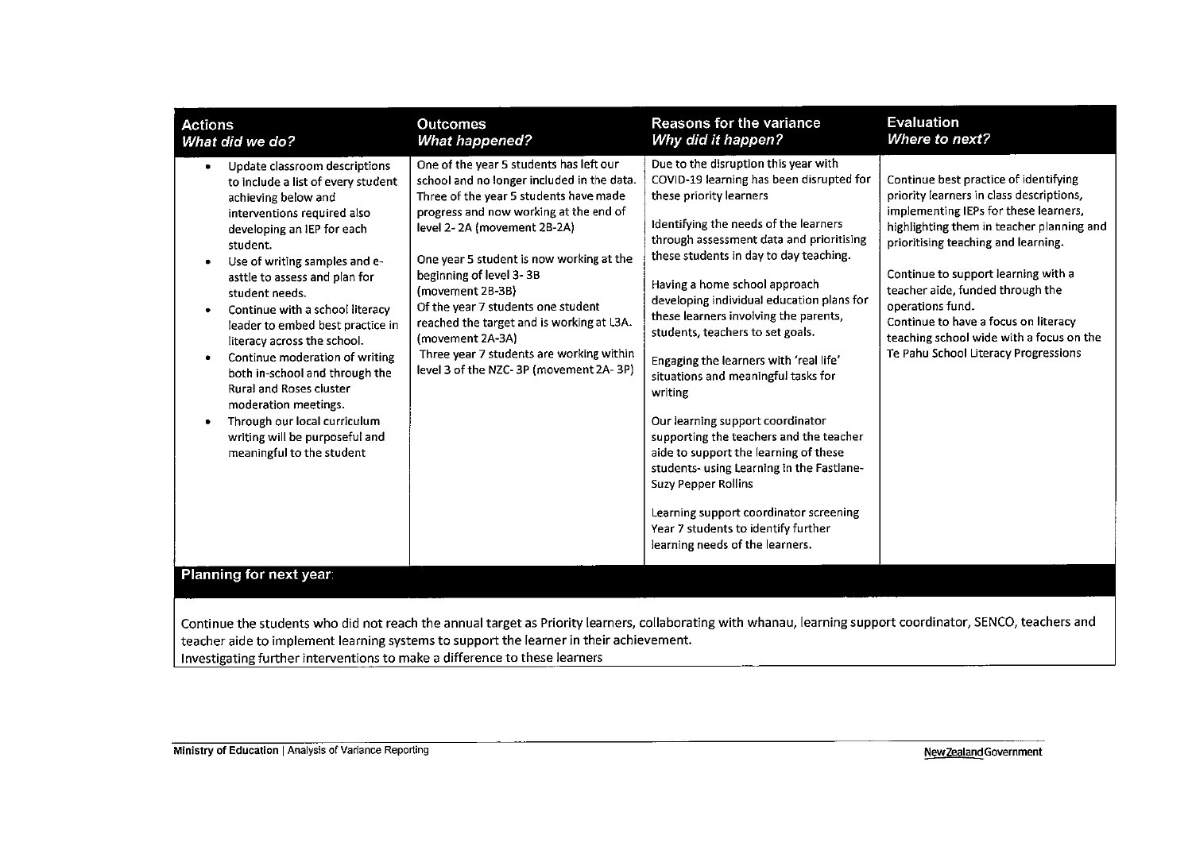| Actions<br>*What did we do?* | Outcomes<br>*What happened?* | Reasons for the variance<br>*Why did it happen?* | Evaluation<br>*Where to next?* |
|---|---|---|---|
| • Update classroom descriptions to include a list of every student achieving below and interventions required also developing an IEP for each student.<br>• Use of writing samples and e-asttle to assess and plan for student needs.<br>• Continue with a school literacy leader to embed best practice in literacy across the school.<br>• Continue moderation of writing both in-school and through the Rural and Roses cluster moderation meetings.<br>• Through our local curriculum writing will be purposeful and meaningful to the student | One of the year 5 students has left our school and no longer included in the data. Three of the year 5 students have made progress and now working at the end of level 2- 2A (movement 2B-2A)<br><br>One year 5 student is now working at the beginning of level 3- 3B (movement 2B-3B)<br>Of the year 7 students one student reached the target and is working at L3A. (movement 2A-3A)<br>Three year 7 students are working within level 3 of the NZC- 3P (movement 2A- 3P) | Due to the disruption this year with COVID-19 learning has been disrupted for these priority learners<br><br>Identifying the needs of the learners through assessment data and prioritising these students in day to day teaching.<br><br>Having a home school approach developing individual education plans for these learners involving the parents, students, teachers to set goals.<br><br>Engaging the learners with 'real life' situations and meaningful tasks for writing<br><br>Our learning support coordinator supporting the teachers and the teacher aide to support the learning of these students- using Learning in the Fastlane- Suzy Pepper Rollins<br><br>Learning support coordinator screening Year 7 students to identify further learning needs of the learners. | Continue best practice of identifying priority learners in class descriptions, implementing IEPs for these learners, highlighting them in teacher planning and prioritising teaching and learning.<br><br>Continue to support learning with a teacher aide, funded through the operations fund.<br>Continue to have a focus on literacy teaching school wide with a focus on the Te Pahu School Literacy Progressions |

**Planning for next year:**

Continue the students who did not reach the annual target as Priority learners, collaborating with whanau, learning support coordinator, SENCO, teachers and teacher aide to implement learning systems to support the learner in their achievement.
Investigating further interventions to make a difference to these learners